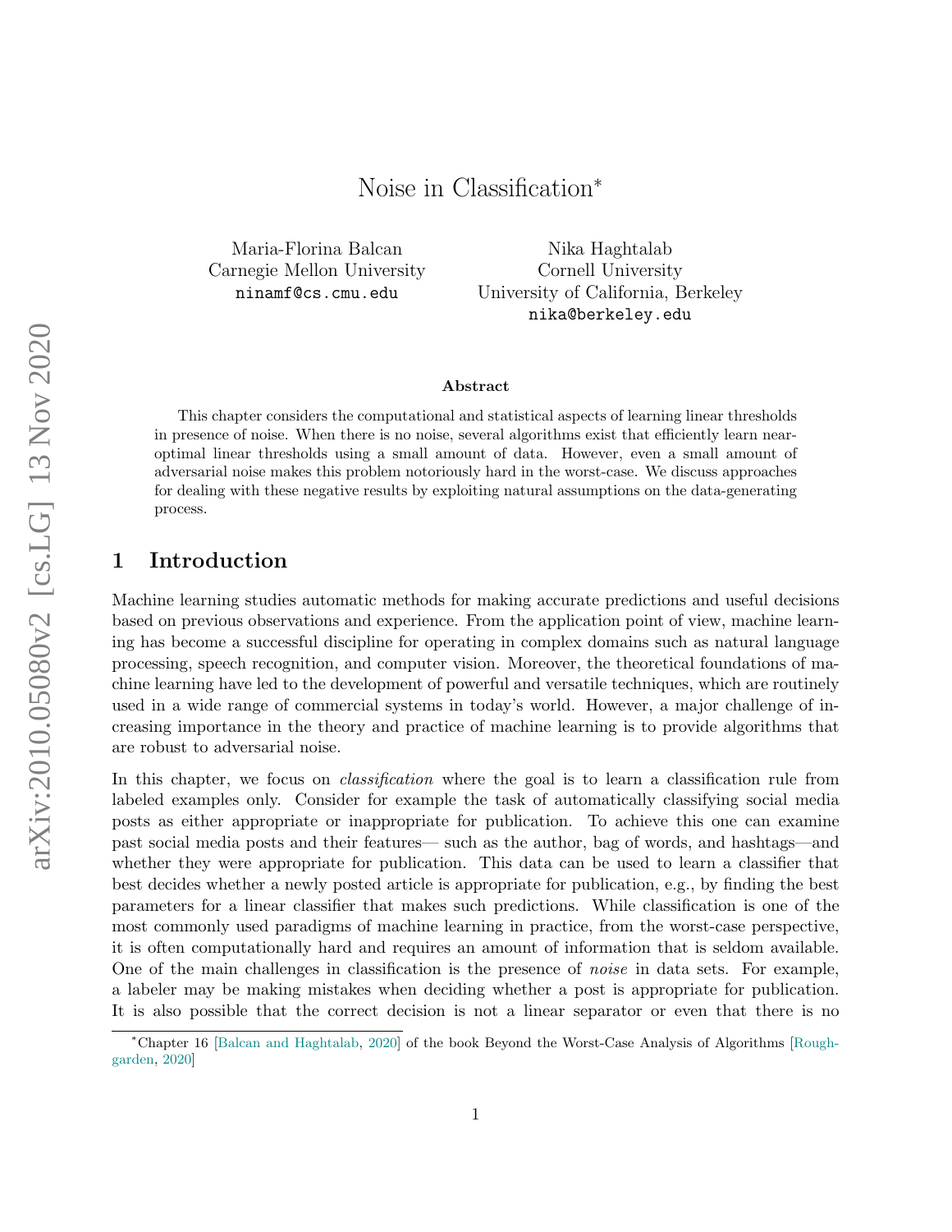# Noise in Classification*

Maria-Florina Balcan
Carnegie Mellon University
ninamf@cs.cmu.edu

Nika Haghtalab
Cornell University
University of California, Berkeley
nika@berkeley.edu

### Abstract

This chapter considers the computational and statistical aspects of learning linear thresholds in presence of noise. When there is no noise, several algorithms exist that efficiently learn near-optimal linear thresholds using a small amount of data. However, even a small amount of adversarial noise makes this problem notoriously hard in the worst-case. We discuss approaches for dealing with these negative results by exploiting natural assumptions on the data-generating process.

## 1 Introduction

Machine learning studies automatic methods for making accurate predictions and useful decisions based on previous observations and experience. From the application point of view, machine learning has become a successful discipline for operating in complex domains such as natural language processing, speech recognition, and computer vision. Moreover, the theoretical foundations of machine learning have led to the development of powerful and versatile techniques, which are routinely used in a wide range of commercial systems in today's world. However, a major challenge of increasing importance in the theory and practice of machine learning is to provide algorithms that are robust to adversarial noise.

In this chapter, we focus on *classification* where the goal is to learn a classification rule from labeled examples only. Consider for example the task of automatically classifying social media posts as either appropriate or inappropriate for publication. To achieve this one can examine past social media posts and their features— such as the author, bag of words, and hashtags—and whether they were appropriate for publication. This data can be used to learn a classifier that best decides whether a newly posted article is appropriate for publication, e.g., by finding the best parameters for a linear classifier that makes such predictions. While classification is one of the most commonly used paradigms of machine learning in practice, from the worst-case perspective, it is often computationally hard and requires an amount of information that is seldom available. One of the main challenges in classification is the presence of *noise* in data sets. For example, a labeler may be making mistakes when deciding whether a post is appropriate for publication. It is also possible that the correct decision is not a linear separator or even that there is no

*Chapter 16 [Balcan and Haghtalab, 2020] of the book Beyond the Worst-Case Analysis of Algorithms [Roughgarden, 2020]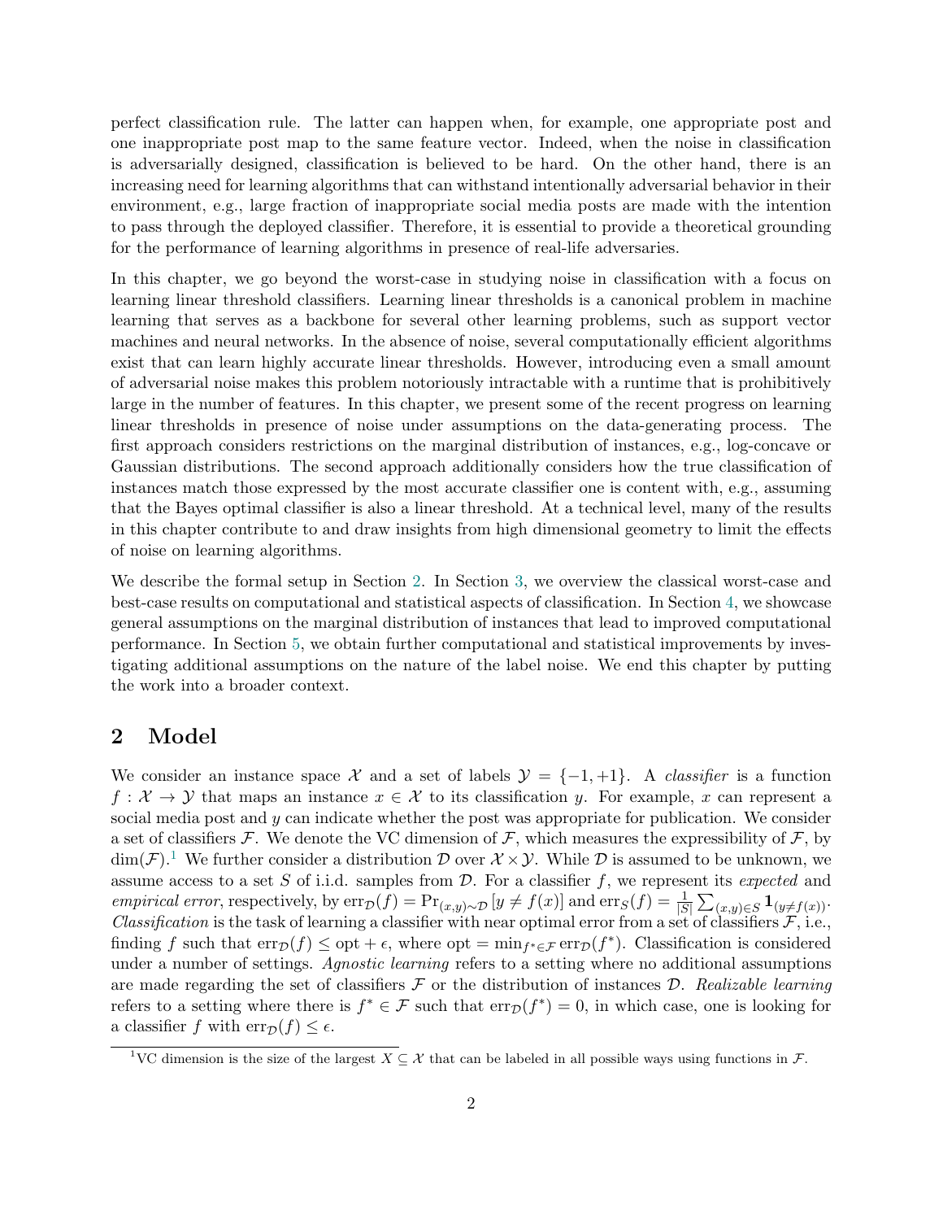perfect classification rule. The latter can happen when, for example, one appropriate post and one inappropriate post map to the same feature vector. Indeed, when the noise in classification is adversarially designed, classification is believed to be hard. On the other hand, there is an increasing need for learning algorithms that can withstand intentionally adversarial behavior in their environment, e.g., large fraction of inappropriate social media posts are made with the intention to pass through the deployed classifier. Therefore, it is essential to provide a theoretical grounding for the performance of learning algorithms in presence of real-life adversaries.

In this chapter, we go beyond the worst-case in studying noise in classification with a focus on learning linear threshold classifiers. Learning linear thresholds is a canonical problem in machine learning that serves as a backbone for several other learning problems, such as support vector machines and neural networks. In the absence of noise, several computationally efficient algorithms exist that can learn highly accurate linear thresholds. However, introducing even a small amount of adversarial noise makes this problem notoriously intractable with a runtime that is prohibitively large in the number of features. In this chapter, we present some of the recent progress on learning linear thresholds in presence of noise under assumptions on the data-generating process. The first approach considers restrictions on the marginal distribution of instances, e.g., log-concave or Gaussian distributions. The second approach additionally considers how the true classification of instances match those expressed by the most accurate classifier one is content with, e.g., assuming that the Bayes optimal classifier is also a linear threshold. At a technical level, many of the results in this chapter contribute to and draw insights from high dimensional geometry to limit the effects of noise on learning algorithms.

We describe the formal setup in Section 2. In Section 3, we overview the classical worst-case and best-case results on computational and statistical aspects of classification. In Section 4, we showcase general assumptions on the marginal distribution of instances that lead to improved computational performance. In Section 5, we obtain further computational and statistical improvements by investigating additional assumptions on the nature of the label noise. We end this chapter by putting the work into a broader context.

## 2 Model

We consider an instance space $\mathcal{X}$ and a set of labels $\mathcal{Y} = \{-1, +1\}$. A *classifier* is a function $f : \mathcal{X} \to \mathcal{Y}$ that maps an instance $x \in \mathcal{X}$ to its classification $y$. For example, $x$ can represent a social media post and $y$ can indicate whether the post was appropriate for publication. We consider a set of classifiers $\mathcal{F}$. We denote the VC dimension of $\mathcal{F}$, which measures the expressibility of $\mathcal{F}$, by $\dim(\mathcal{F})$.[1] We further consider a distribution $\mathcal{D}$ over $\mathcal{X} \times \mathcal{Y}$. While $\mathcal{D}$ is assumed to be unknown, we assume access to a set $S$ of i.i.d. samples from $\mathcal{D}$. For a classifier $f$, we represent its *expected* and *empirical error*, respectively, by $\mathrm{err}_{\mathcal{D}}(f) = \Pr_{(x,y)\sim\mathcal{D}}[y \neq f(x)]$ and $\mathrm{err}_S(f) = \frac{1}{|S|}\sum_{(x,y)\in S} \mathbf{1}_{(y \neq f(x))}$. *Classification* is the task of learning a classifier with near optimal error from a set of classifiers $\mathcal{F}$, i.e., finding $f$ such that $\mathrm{err}_{\mathcal{D}}(f) \leq \mathrm{opt} + \epsilon$, where $\mathrm{opt} = \min_{f^* \in \mathcal{F}} \mathrm{err}_{\mathcal{D}}(f^*)$. Classification is considered under a number of settings. *Agnostic learning* refers to a setting where no additional assumptions are made regarding the set of classifiers $\mathcal{F}$ or the distribution of instances $\mathcal{D}$. *Realizable learning* refers to a setting where there is $f^* \in \mathcal{F}$ such that $\mathrm{err}_{\mathcal{D}}(f^*) = 0$, in which case, one is looking for a classifier $f$ with $\mathrm{err}_{\mathcal{D}}(f) \leq \epsilon$.

[1] VC dimension is the size of the largest $X \subseteq \mathcal{X}$ that can be labeled in all possible ways using functions in $\mathcal{F}$.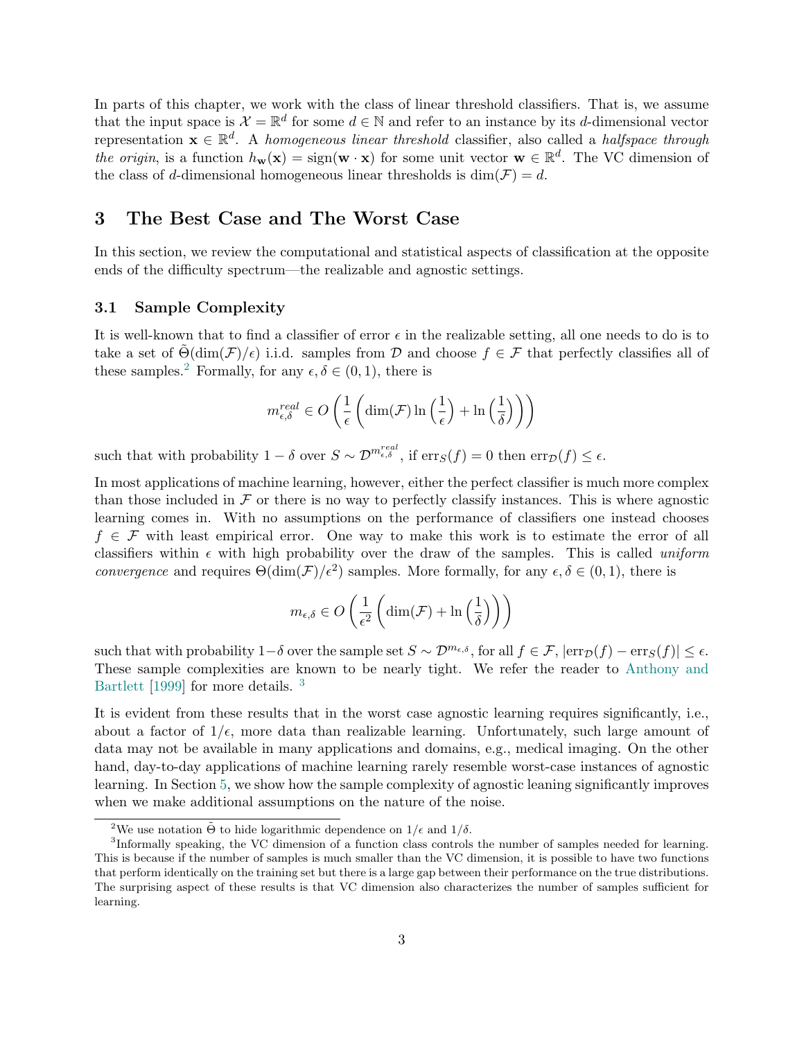In parts of this chapter, we work with the class of linear threshold classifiers. That is, we assume that the input space is $\mathcal{X} = \mathbb{R}^d$ for some $d \in \mathbb{N}$ and refer to an instance by its $d$-dimensional vector representation $\mathbf{x} \in \mathbb{R}^d$. A *homogeneous linear threshold* classifier, also called a *halfspace through the origin*, is a function $h_{\mathbf{w}}(\mathbf{x}) = \mathrm{sign}(\mathbf{w} \cdot \mathbf{x})$ for some unit vector $\mathbf{w} \in \mathbb{R}^d$. The VC dimension of the class of $d$-dimensional homogeneous linear thresholds is $\dim(\mathcal{F}) = d$.

# 3 The Best Case and The Worst Case

In this section, we review the computational and statistical aspects of classification at the opposite ends of the difficulty spectrum—the realizable and agnostic settings.

## 3.1 Sample Complexity

It is well-known that to find a classifier of error $\epsilon$ in the realizable setting, all one needs to do is to take a set of $\tilde{\Theta}(\dim(\mathcal{F})/\epsilon)$ i.i.d. samples from $\mathcal{D}$ and choose $f \in \mathcal{F}$ that perfectly classifies all of these samples.[2] Formally, for any $\epsilon, \delta \in (0,1)$, there is

$$m^{real}_{\epsilon,\delta} \in O\left(\frac{1}{\epsilon}\left(\dim(\mathcal{F}) \ln\left(\frac{1}{\epsilon}\right) + \ln\left(\frac{1}{\delta}\right)\right)\right)$$

such that with probability $1-\delta$ over $S \sim \mathcal{D}^{m^{real}_{\epsilon,\delta}}$, if $\mathrm{err}_S(f) = 0$ then $\mathrm{err}_{\mathcal{D}}(f) \leq \epsilon$.

In most applications of machine learning, however, either the perfect classifier is much more complex than those included in $\mathcal{F}$ or there is no way to perfectly classify instances. This is where agnostic learning comes in. With no assumptions on the performance of classifiers one instead chooses $f \in \mathcal{F}$ with least empirical error. One way to make this work is to estimate the error of all classifiers within $\epsilon$ with high probability over the draw of the samples. This is called *uniform convergence* and requires $\Theta(\dim(\mathcal{F})/\epsilon^2)$ samples. More formally, for any $\epsilon, \delta \in (0,1)$, there is

$$m_{\epsilon,\delta} \in O\left(\frac{1}{\epsilon^2}\left(\dim(\mathcal{F}) + \ln\left(\frac{1}{\delta}\right)\right)\right)$$

such that with probability $1-\delta$ over the sample set $S \sim \mathcal{D}^{m_{\epsilon,\delta}}$, for all $f \in \mathcal{F}$, $|\mathrm{err}_{\mathcal{D}}(f) - \mathrm{err}_S(f)| \leq \epsilon$. These sample complexities are known to be nearly tight. We refer the reader to Anthony and Bartlett [1999] for more details. [3]

It is evident from these results that in the worst case agnostic learning requires significantly, i.e., about a factor of $1/\epsilon$, more data than realizable learning. Unfortunately, such large amount of data may not be available in many applications and domains, e.g., medical imaging. On the other hand, day-to-day applications of machine learning rarely resemble worst-case instances of agnostic learning. In Section 5, we show how the sample complexity of agnostic leaning significantly improves when we make additional assumptions on the nature of the noise.

[2] We use notation $\tilde{\Theta}$ to hide logarithmic dependence on $1/\epsilon$ and $1/\delta$.

[3] Informally speaking, the VC dimension of a function class controls the number of samples needed for learning. This is because if the number of samples is much smaller than the VC dimension, it is possible to have two functions that perform identically on the training set but there is a large gap between their performance on the true distributions. The surprising aspect of these results is that VC dimension also characterizes the number of samples sufficient for learning.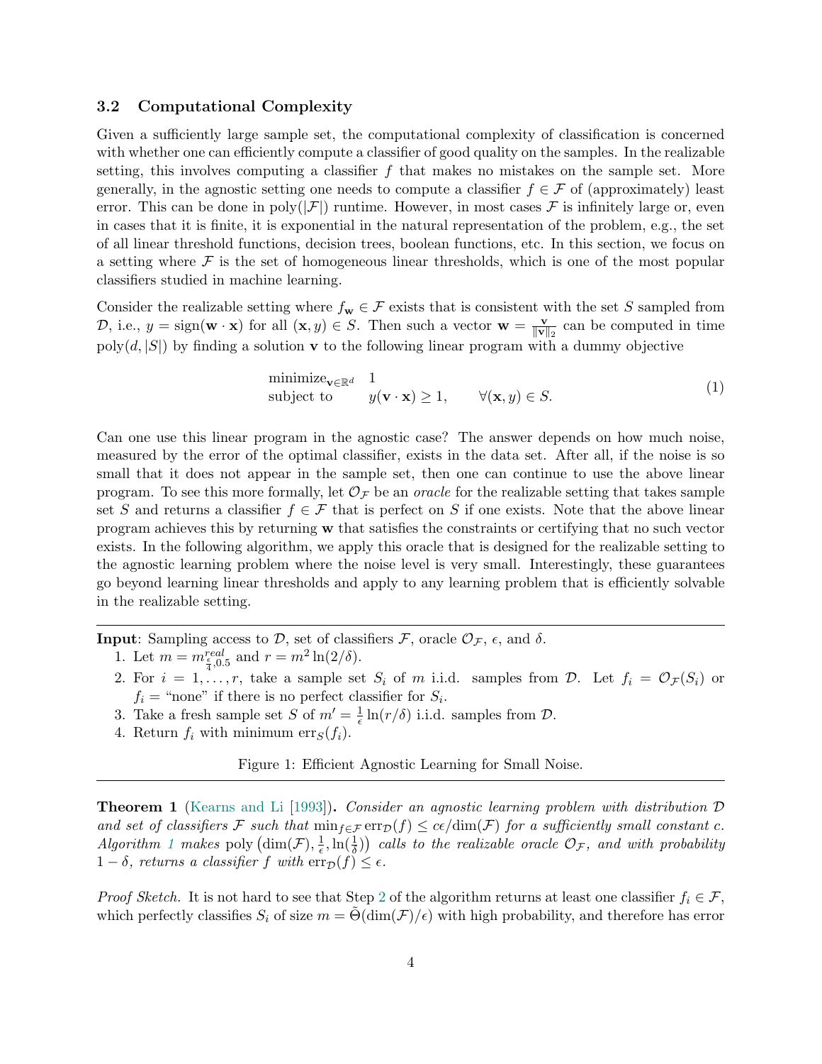### 3.2 Computational Complexity

Given a sufficiently large sample set, the computational complexity of classification is concerned with whether one can efficiently compute a classifier of good quality on the samples. In the realizable setting, this involves computing a classifier $f$ that makes no mistakes on the sample set. More generally, in the agnostic setting one needs to compute a classifier $f \in \mathcal{F}$ of (approximately) least error. This can be done in $\text{poly}(|\mathcal{F}|)$ runtime. However, in most cases $\mathcal{F}$ is infinitely large or, even in cases that it is finite, it is exponential in the natural representation of the problem, e.g., the set of all linear threshold functions, decision trees, boolean functions, etc. In this section, we focus on a setting where $\mathcal{F}$ is the set of homogeneous linear thresholds, which is one of the most popular classifiers studied in machine learning.

Consider the realizable setting where $f_{\mathbf{w}} \in \mathcal{F}$ exists that is consistent with the set $S$ sampled from $\mathcal{D}$, i.e., $y = \text{sign}(\mathbf{w} \cdot \mathbf{x})$ for all $(\mathbf{x}, y) \in S$. Then such a vector $\mathbf{w} = \frac{\mathbf{v}}{\|\mathbf{v}\|_2}$ can be computed in time $\text{poly}(d, |S|)$ by finding a solution $\mathbf{v}$ to the following linear program with a dummy objective

$$
\begin{aligned}
\text{minimize}_{\mathbf{v} \in \mathbb{R}^d} \quad & 1 \\
\text{subject to} \quad & y(\mathbf{v} \cdot \mathbf{x}) \geq 1, \qquad \forall (\mathbf{x}, y) \in S.
\end{aligned}
\tag{1}
$$

Can one use this linear program in the agnostic case? The answer depends on how much noise, measured by the error of the optimal classifier, exists in the data set. After all, if the noise is so small that it does not appear in the sample set, then one can continue to use the above linear program. To see this more formally, let $\mathcal{O}_{\mathcal{F}}$ be an *oracle* for the realizable setting that takes sample set $S$ and returns a classifier $f \in \mathcal{F}$ that is perfect on $S$ if one exists. Note that the above linear program achieves this by returning $\mathbf{w}$ that satisfies the constraints or certifying that no such vector exists. In the following algorithm, we apply this oracle that is designed for the realizable setting to the agnostic learning problem where the noise level is very small. Interestingly, these guarantees go beyond learning linear thresholds and apply to any learning problem that is efficiently solvable in the realizable setting.

---

**Input**: Sampling access to $\mathcal{D}$, set of classifiers $\mathcal{F}$, oracle $\mathcal{O}_{\mathcal{F}}$, $\epsilon$, and $\delta$.

1. Let $m = m^{real}_{\frac{\epsilon}{4}, 0.5}$ and $r = m^2 \ln(2/\delta)$.
2. For $i = 1, \ldots, r$, take a sample set $S_i$ of $m$ i.i.d. samples from $\mathcal{D}$. Let $f_i = \mathcal{O}_{\mathcal{F}}(S_i)$ or $f_i =$ "none" if there is no perfect classifier for $S_i$.
3. Take a fresh sample set $S$ of $m' = \frac{1}{\epsilon} \ln(r/\delta)$ i.i.d. samples from $\mathcal{D}$.
4. Return $f_i$ with minimum $\text{err}_S(f_i)$.

Figure 1: Efficient Agnostic Learning for Small Noise.

---

**Theorem 1** (Kearns and Li [1993]). *Consider an agnostic learning problem with distribution $\mathcal{D}$ and set of classifiers $\mathcal{F}$ such that $\min_{f \in \mathcal{F}} \text{err}_{\mathcal{D}}(f) \leq c\epsilon/\dim(\mathcal{F})$ for a sufficiently small constant $c$. Algorithm 1 makes $\text{poly}\left(\dim(\mathcal{F}), \frac{1}{\epsilon}, \ln(\frac{1}{\delta})\right)$ calls to the realizable oracle $\mathcal{O}_{\mathcal{F}}$, and with probability $1 - \delta$, returns a classifier $f$ with $\text{err}_{\mathcal{D}}(f) \leq \epsilon$.*

*Proof Sketch.* It is not hard to see that Step 2 of the algorithm returns at least one classifier $f_i \in \mathcal{F}$, which perfectly classifies $S_i$ of size $m = \tilde{\Theta}(\dim(\mathcal{F})/\epsilon)$ with high probability, and therefore has error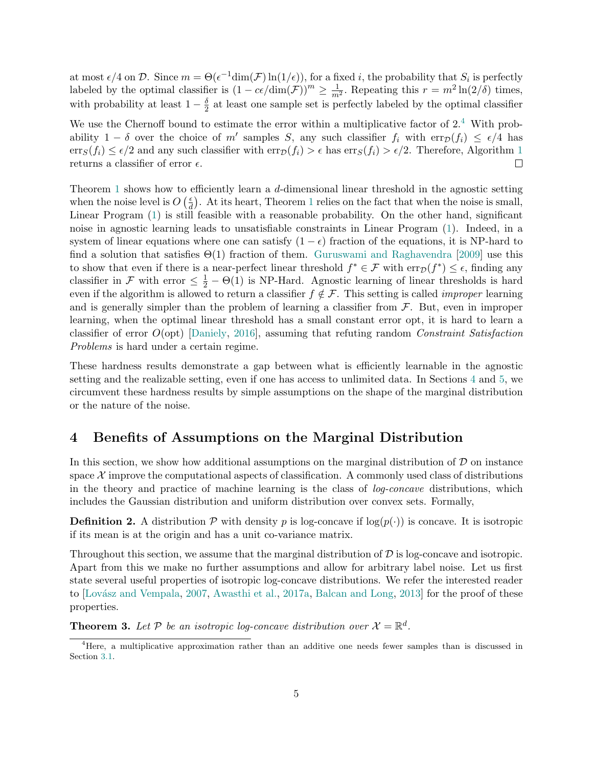at most $\epsilon/4$ on $\mathcal{D}$. Since $m = \Theta(\epsilon^{-1}\dim(\mathcal{F})\ln(1/\epsilon))$, for a fixed $i$, the probability that $S_i$ is perfectly labeled by the optimal classifier is $(1 - c\epsilon/\dim(\mathcal{F}))^m \geq \frac{1}{m^2}$. Repeating this $r = m^2 \ln(2/\delta)$ times, with probability at least $1 - \frac{\delta}{2}$ at least one sample set is perfectly labeled by the optimal classifier

We use the Chernoff bound to estimate the error within a multiplicative factor of 2.[4] With probability $1 - \delta$ over the choice of $m'$ samples $S$, any such classifier $f_i$ with $\mathrm{err}_{\mathcal{D}}(f_i) \leq \epsilon/4$ has $\mathrm{err}_S(f_i) \leq \epsilon/2$ and any such classifier with $\mathrm{err}_{\mathcal{D}}(f_i) > \epsilon$ has $\mathrm{err}_S(f_i) > \epsilon/2$. Therefore, Algorithm 1 returns a classifier of error $\epsilon$. □

Theorem 1 shows how to efficiently learn a $d$-dimensional linear threshold in the agnostic setting when the noise level is $O\left(\frac{\epsilon}{d}\right)$. At its heart, Theorem 1 relies on the fact that when the noise is small, Linear Program (1) is still feasible with a reasonable probability. On the other hand, significant noise in agnostic learning leads to unsatisfiable constraints in Linear Program (1). Indeed, in a system of linear equations where one can satisfy $(1 - \epsilon)$ fraction of the equations, it is NP-hard to find a solution that satisfies $\Theta(1)$ fraction of them. Guruswami and Raghavendra [2009] use this to show that even if there is a near-perfect linear threshold $f^* \in \mathcal{F}$ with $\mathrm{err}_{\mathcal{D}}(f^*) \leq \epsilon$, finding any classifier in $\mathcal{F}$ with error $\leq \frac{1}{2} - \Theta(1)$ is NP-Hard. Agnostic learning of linear thresholds is hard even if the algorithm is allowed to return a classifier $f \notin \mathcal{F}$. This setting is called *improper* learning and is generally simpler than the problem of learning a classifier from $\mathcal{F}$. But, even in improper learning, when the optimal linear threshold has a small constant error opt, it is hard to learn a classifier of error $O(\mathrm{opt})$ [Daniely, 2016], assuming that refuting random *Constraint Satisfaction Problems* is hard under a certain regime.

These hardness results demonstrate a gap between what is efficiently learnable in the agnostic setting and the realizable setting, even if one has access to unlimited data. In Sections 4 and 5, we circumvent these hardness results by simple assumptions on the shape of the marginal distribution or the nature of the noise.

## 4 Benefits of Assumptions on the Marginal Distribution

In this section, we show how additional assumptions on the marginal distribution of $\mathcal{D}$ on instance space $\mathcal{X}$ improve the computational aspects of classification. A commonly used class of distributions in the theory and practice of machine learning is the class of *log-concave* distributions, which includes the Gaussian distribution and uniform distribution over convex sets. Formally,

**Definition 2.** A distribution $\mathcal{P}$ with density $p$ is log-concave if $\log(p(\cdot))$ is concave. It is isotropic if its mean is at the origin and has a unit co-variance matrix.

Throughout this section, we assume that the marginal distribution of $\mathcal{D}$ is log-concave and isotropic. Apart from this we make no further assumptions and allow for arbitrary label noise. Let us first state several useful properties of isotropic log-concave distributions. We refer the interested reader to [Lovász and Vempala, 2007, Awasthi et al., 2017a, Balcan and Long, 2013] for the proof of these properties.

**Theorem 3.** *Let $\mathcal{P}$ be an isotropic log-concave distribution over $\mathcal{X} = \mathbb{R}^d$.*

[4] Here, a multiplicative approximation rather than an additive one needs fewer samples than is discussed in Section 3.1.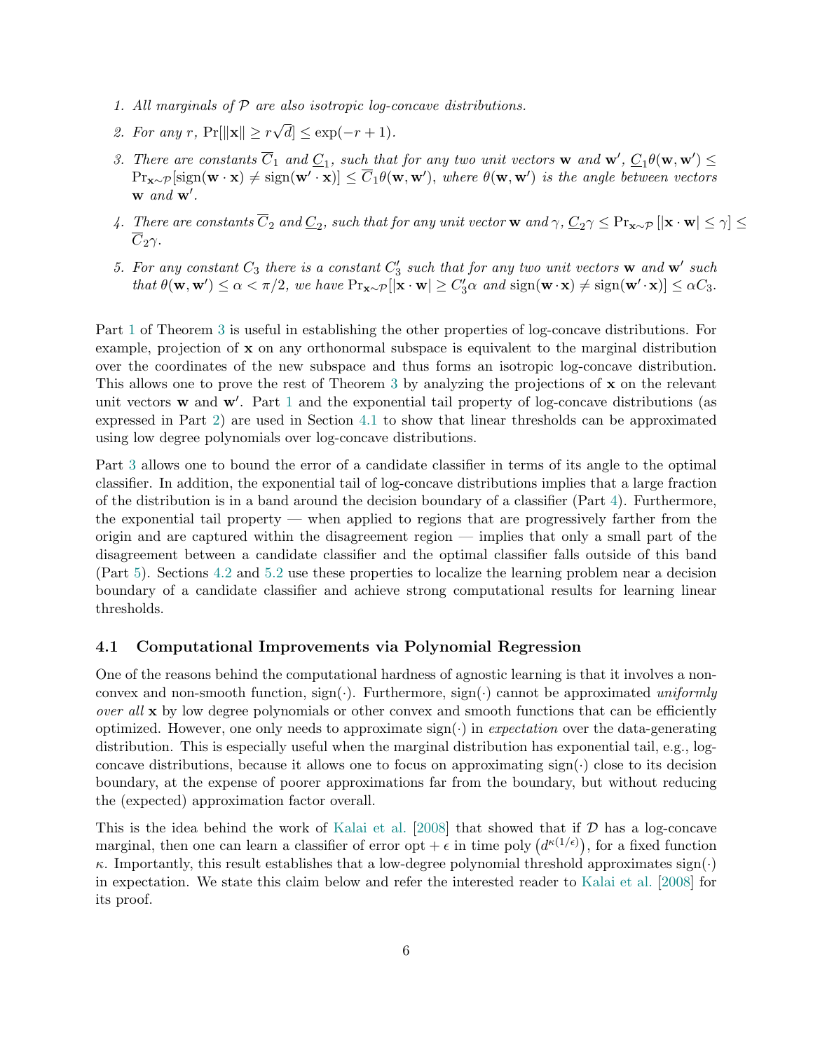1. *All marginals of $\mathcal{P}$ are also isotropic log-concave distributions.*
2. *For any $r$, $\Pr[\|\mathbf{x}\| \geq r\sqrt{d}] \leq \exp(-r+1)$.*
3. *There are constants $\overline{C}_1$ and $\underline{C}_1$, such that for any two unit vectors $\mathbf{w}$ and $\mathbf{w}'$, $\underline{C}_1 \theta(\mathbf{w}, \mathbf{w}') \leq \Pr_{\mathbf{x}\sim\mathcal{P}}[\mathrm{sign}(\mathbf{w}\cdot\mathbf{x}) \neq \mathrm{sign}(\mathbf{w}'\cdot\mathbf{x})] \leq \overline{C}_1 \theta(\mathbf{w}, \mathbf{w}')$, where $\theta(\mathbf{w}, \mathbf{w}')$ is the angle between vectors $\mathbf{w}$ and $\mathbf{w}'$.*
4. *There are constants $\overline{C}_2$ and $\underline{C}_2$, such that for any unit vector $\mathbf{w}$ and $\gamma$, $\underline{C}_2\gamma \leq \Pr_{\mathbf{x}\sim\mathcal{P}}[|\mathbf{x}\cdot\mathbf{w}| \leq \gamma] \leq \overline{C}_2\gamma$.*
5. *For any constant $C_3$ there is a constant $C_3'$ such that for any two unit vectors $\mathbf{w}$ and $\mathbf{w}'$ such that $\theta(\mathbf{w}, \mathbf{w}') \leq \alpha < \pi/2$, we have $\Pr_{\mathbf{x}\sim\mathcal{P}}[|\mathbf{x}\cdot\mathbf{w}| \geq C_3'\alpha$ and $\mathrm{sign}(\mathbf{w}\cdot\mathbf{x}) \neq \mathrm{sign}(\mathbf{w}'\cdot\mathbf{x})] \leq \alpha C_3$.*

Part 1 of Theorem 3 is useful in establishing the other properties of log-concave distributions. For example, projection of $\mathbf{x}$ on any orthonormal subspace is equivalent to the marginal distribution over the coordinates of the new subspace and thus forms an isotropic log-concave distribution. This allows one to prove the rest of Theorem 3 by analyzing the projections of $\mathbf{x}$ on the relevant unit vectors $\mathbf{w}$ and $\mathbf{w}'$. Part 1 and the exponential tail property of log-concave distributions (as expressed in Part 2) are used in Section 4.1 to show that linear thresholds can be approximated using low degree polynomials over log-concave distributions.

Part 3 allows one to bound the error of a candidate classifier in terms of its angle to the optimal classifier. In addition, the exponential tail of log-concave distributions implies that a large fraction of the distribution is in a band around the decision boundary of a classifier (Part 4). Furthermore, the exponential tail property — when applied to regions that are progressively farther from the origin and are captured within the disagreement region — implies that only a small part of the disagreement between a candidate classifier and the optimal classifier falls outside of this band (Part 5). Sections 4.2 and 5.2 use these properties to localize the learning problem near a decision boundary of a candidate classifier and achieve strong computational results for learning linear thresholds.

### 4.1 Computational Improvements via Polynomial Regression

One of the reasons behind the computational hardness of agnostic learning is that it involves a non-convex and non-smooth function, $\mathrm{sign}(\cdot)$. Furthermore, $\mathrm{sign}(\cdot)$ cannot be approximated *uniformly over all* $\mathbf{x}$ by low degree polynomials or other convex and smooth functions that can be efficiently optimized. However, one only needs to approximate $\mathrm{sign}(\cdot)$ in *expectation* over the data-generating distribution. This is especially useful when the marginal distribution has exponential tail, e.g., log-concave distributions, because it allows one to focus on approximating $\mathrm{sign}(\cdot)$ close to its decision boundary, at the expense of poorer approximations far from the boundary, but without reducing the (expected) approximation factor overall.

This is the idea behind the work of Kalai et al. [2008] that showed that if $\mathcal{D}$ has a log-concave marginal, then one can learn a classifier of error $\mathrm{opt} + \epsilon$ in time $\mathrm{poly}\left(d^{\kappa(1/\epsilon)}\right)$, for a fixed function $\kappa$. Importantly, this result establishes that a low-degree polynomial threshold approximates $\mathrm{sign}(\cdot)$ in expectation. We state this claim below and refer the interested reader to Kalai et al. [2008] for its proof.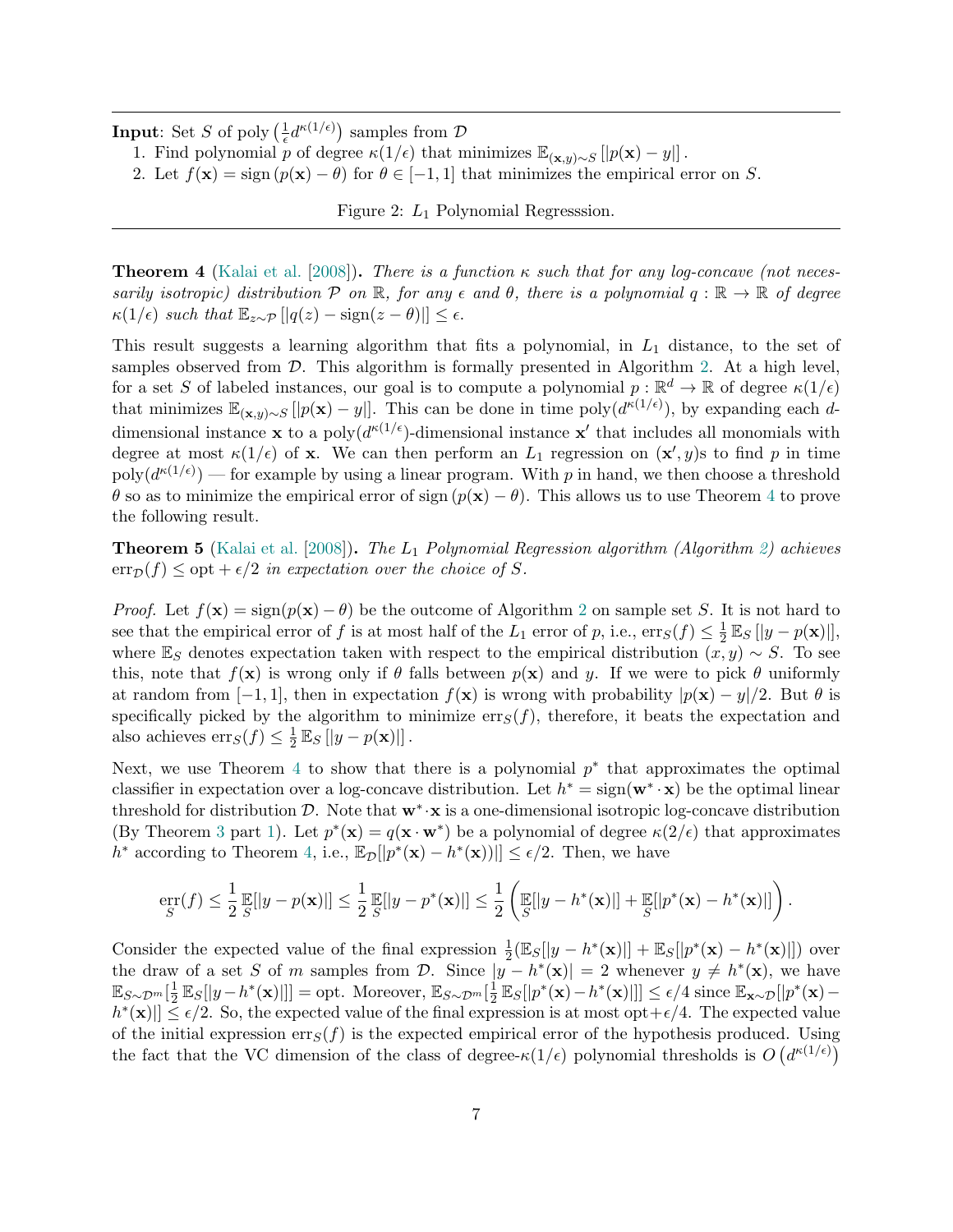---

**Input**: Set $S$ of poly $\left(\frac{1}{\epsilon}d^{\kappa(1/\epsilon)}\right)$ samples from $\mathcal{D}$

1. Find polynomial $p$ of degree $\kappa(1/\epsilon)$ that minimizes $\mathbb{E}_{(\mathbf{x},y)\sim S}\left[|p(\mathbf{x}) - y|\right]$.
2. Let $f(\mathbf{x}) = \text{sign}\left(p(\mathbf{x}) - \theta\right)$ for $\theta \in [-1, 1]$ that minimizes the empirical error on $S$.

Figure 2: $L_1$ Polynomial Regresssion.

---

**Theorem 4** (Kalai et al. [2008]). *There is a function $\kappa$ such that for any log-concave (not necessarily isotropic) distribution $\mathcal{P}$ on $\mathbb{R}$, for any $\epsilon$ and $\theta$, there is a polynomial $q : \mathbb{R} \to \mathbb{R}$ of degree $\kappa(1/\epsilon)$ such that $\mathbb{E}_{z\sim\mathcal{P}}\left[|q(z) - \text{sign}(z - \theta)|\right] \leq \epsilon$.*

This result suggests a learning algorithm that fits a polynomial, in $L_1$ distance, to the set of samples observed from $\mathcal{D}$. This algorithm is formally presented in Algorithm 2. At a high level, for a set $S$ of labeled instances, our goal is to compute a polynomial $p : \mathbb{R}^d \to \mathbb{R}$ of degree $\kappa(1/\epsilon)$ that minimizes $\mathbb{E}_{(\mathbf{x},y)\sim S}\left[|p(\mathbf{x}) - y|\right]$. This can be done in time poly$(d^{\kappa(1/\epsilon)})$, by expanding each $d$-dimensional instance $\mathbf{x}$ to a poly$(d^{\kappa(1/\epsilon})$-dimensional instance $\mathbf{x}'$ that includes all monomials with degree at most $\kappa(1/\epsilon)$ of $\mathbf{x}$. We can then perform an $L_1$ regression on $(\mathbf{x}', y)$s to find $p$ in time poly$(d^{\kappa(1/\epsilon)})$ — for example by using a linear program. With $p$ in hand, we then choose a threshold $\theta$ so as to minimize the empirical error of sign$\left(p(\mathbf{x}) - \theta\right)$. This allows us to use Theorem 4 to prove the following result.

**Theorem 5** (Kalai et al. [2008]). *The $L_1$ Polynomial Regression algorithm (Algorithm 2) achieves $\text{err}_{\mathcal{D}}(f) \leq \text{opt} + \epsilon/2$ in expectation over the choice of $S$.*

*Proof.* Let $f(\mathbf{x}) = \text{sign}(p(\mathbf{x}) - \theta)$ be the outcome of Algorithm 2 on sample set $S$. It is not hard to see that the empirical error of $f$ is at most half of the $L_1$ error of $p$, i.e., $\text{err}_S(f) \leq \frac{1}{2}\mathbb{E}_S\left[|y - p(\mathbf{x})|\right]$, where $\mathbb{E}_S$ denotes expectation taken with respect to the empirical distribution $(x, y) \sim S$. To see this, note that $f(\mathbf{x})$ is wrong only if $\theta$ falls between $p(\mathbf{x})$ and $y$. If we were to pick $\theta$ uniformly at random from $[-1, 1]$, then in expectation $f(\mathbf{x})$ is wrong with probability $|p(\mathbf{x}) - y|/2$. But $\theta$ is specifically picked by the algorithm to minimize $\text{err}_S(f)$, therefore, it beats the expectation and also achieves $\text{err}_S(f) \leq \frac{1}{2}\mathbb{E}_S\left[|y - p(\mathbf{x})|\right]$.

Next, we use Theorem 4 to show that there is a polynomial $p^*$ that approximates the optimal classifier in expectation over a log-concave distribution. Let $h^* = \text{sign}(\mathbf{w}^* \cdot \mathbf{x})$ be the optimal linear threshold for distribution $\mathcal{D}$. Note that $\mathbf{w}^* \cdot \mathbf{x}$ is a one-dimensional isotropic log-concave distribution (By Theorem 3 part 1). Let $p^*(\mathbf{x}) = q(\mathbf{x} \cdot \mathbf{w}^*)$ be a polynomial of degree $\kappa(2/\epsilon)$ that approximates $h^*$ according to Theorem 4, i.e., $\mathbb{E}_{\mathcal{D}}[|p^*(\mathbf{x}) - h^*(\mathbf{x}))|] \leq \epsilon/2$. Then, we have

$$\underset{S}{\text{err}}(f) \leq \frac{1}{2}\underset{S}{\mathbb{E}}[|y - p(\mathbf{x})|] \leq \frac{1}{2}\underset{S}{\mathbb{E}}[|y - p^*(\mathbf{x})|] \leq \frac{1}{2}\left(\underset{S}{\mathbb{E}}[|y - h^*(\mathbf{x})|] + \underset{S}{\mathbb{E}}[|p^*(\mathbf{x}) - h^*(\mathbf{x})|]\right).$$

Consider the expected value of the final expression $\frac{1}{2}(\mathbb{E}_S[|y - h^*(\mathbf{x})|] + \mathbb{E}_S[|p^*(\mathbf{x}) - h^*(\mathbf{x})|])$ over the draw of a set $S$ of $m$ samples from $\mathcal{D}$. Since $|y - h^*(\mathbf{x})| = 2$ whenever $y \neq h^*(\mathbf{x})$, we have $\mathbb{E}_{S\sim\mathcal{D}^m}[\frac{1}{2}\mathbb{E}_S[|y - h^*(\mathbf{x})|]] = \text{opt}$. Moreover, $\mathbb{E}_{S\sim\mathcal{D}^m}[\frac{1}{2}\mathbb{E}_S[|p^*(\mathbf{x}) - h^*(\mathbf{x})|]] \leq \epsilon/4$ since $\mathbb{E}_{\mathbf{x}\sim\mathcal{D}}[|p^*(\mathbf{x}) - h^*(\mathbf{x})|] \leq \epsilon/2$. So, the expected value of the final expression is at most opt$+\epsilon/4$. The expected value of the initial expression $\text{err}_S(f)$ is the expected empirical error of the hypothesis produced. Using the fact that the VC dimension of the class of degree-$\kappa(1/\epsilon)$ polynomial thresholds is $O\left(d^{\kappa(1/\epsilon)}\right)$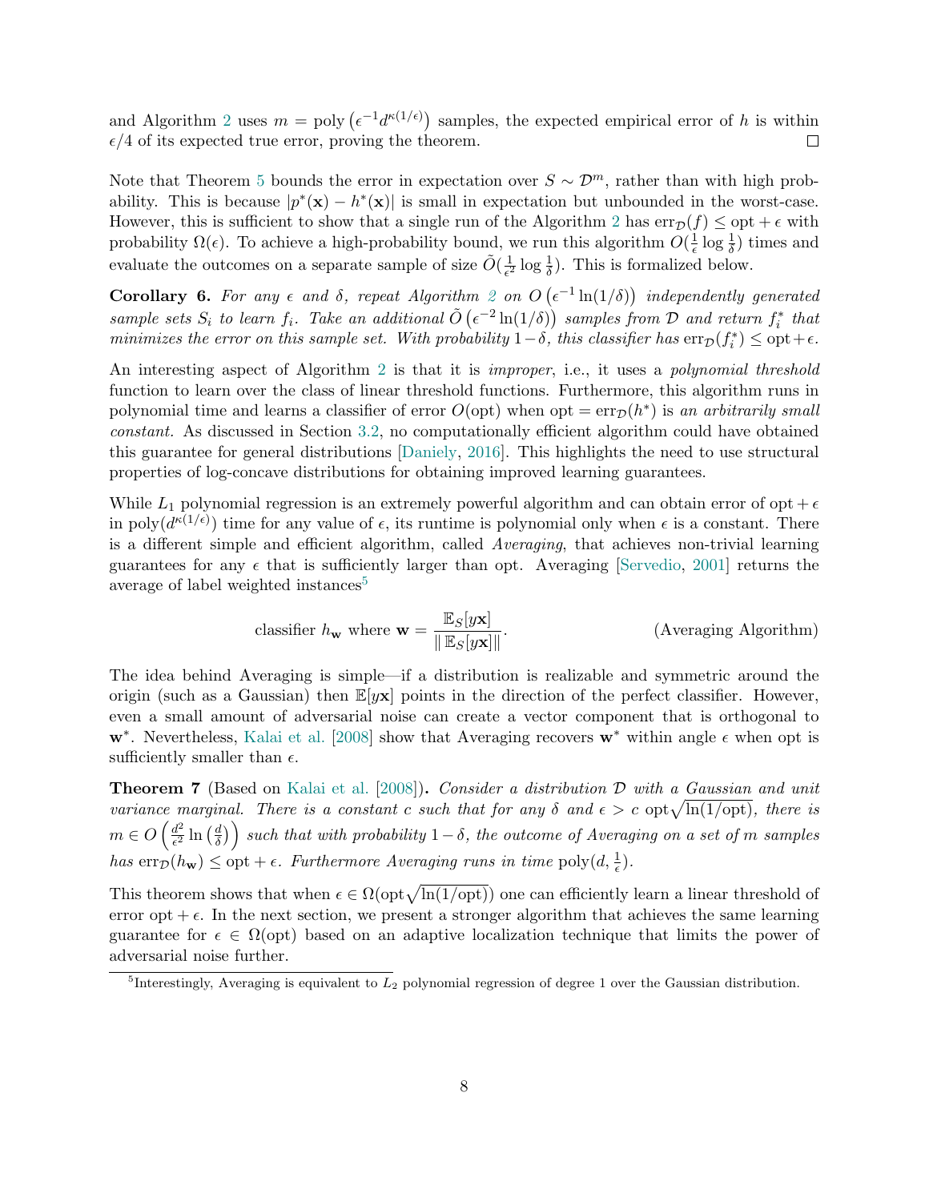and Algorithm 2 uses $m = \mathrm{poly}\left(\epsilon^{-1} d^{\kappa(1/\epsilon)}\right)$ samples, the expected empirical error of $h$ is within $\epsilon/4$ of its expected true error, proving the theorem. □

Note that Theorem 5 bounds the error in expectation over $S \sim \mathcal{D}^m$, rather than with high probability. This is because $|p^*(\mathbf{x}) - h^*(\mathbf{x})|$ is small in expectation but unbounded in the worst-case. However, this is sufficient to show that a single run of the Algorithm 2 has $\mathrm{err}_\mathcal{D}(f) \leq \mathrm{opt} + \epsilon$ with probability $\Omega(\epsilon)$. To achieve a high-probability bound, we run this algorithm $O(\frac{1}{\epsilon}\log\frac{1}{\delta})$ times and evaluate the outcomes on a separate sample of size $\tilde{O}(\frac{1}{\epsilon^2}\log\frac{1}{\delta})$. This is formalized below.

**Corollary 6.** *For any $\epsilon$ and $\delta$, repeat Algorithm 2 on $O\left(\epsilon^{-1}\ln(1/\delta)\right)$ independently generated sample sets $S_i$ to learn $f_i$. Take an additional $\tilde{O}\left(\epsilon^{-2}\ln(1/\delta)\right)$ samples from $\mathcal{D}$ and return $f_i^*$ that minimizes the error on this sample set. With probability $1-\delta$, this classifier has $\mathrm{err}_\mathcal{D}(f_i^*) \leq \mathrm{opt} + \epsilon$.*

An interesting aspect of Algorithm 2 is that it is *improper*, i.e., it uses a *polynomial threshold* function to learn over the class of linear threshold functions. Furthermore, this algorithm runs in polynomial time and learns a classifier of error $O(\mathrm{opt})$ when $\mathrm{opt} = \mathrm{err}_\mathcal{D}(h^*)$ is *an arbitrarily small constant.* As discussed in Section 3.2, no computationally efficient algorithm could have obtained this guarantee for general distributions [Daniely, 2016]. This highlights the need to use structural properties of log-concave distributions for obtaining improved learning guarantees.

While $L_1$ polynomial regression is an extremely powerful algorithm and can obtain error of $\mathrm{opt} + \epsilon$ in $\mathrm{poly}(d^{\kappa(1/\epsilon)})$ time for any value of $\epsilon$, its runtime is polynomial only when $\epsilon$ is a constant. There is a different simple and efficient algorithm, called *Averaging*, that achieves non-trivial learning guarantees for any $\epsilon$ that is sufficiently larger than opt. Averaging [Servedio, 2001] returns the average of label weighted instances[5]

$$\text{classifier } h_\mathbf{w} \text{ where } \mathbf{w} = \frac{\mathbb{E}_S[y\mathbf{x}]}{\|\mathbb{E}_S[y\mathbf{x}]\|}. \qquad \text{(Averaging Algorithm)}$$

The idea behind Averaging is simple—if a distribution is realizable and symmetric around the origin (such as a Gaussian) then $\mathbb{E}[y\mathbf{x}]$ points in the direction of the perfect classifier. However, even a small amount of adversarial noise can create a vector component that is orthogonal to $\mathbf{w}^*$. Nevertheless, Kalai et al. [2008] show that Averaging recovers $\mathbf{w}^*$ within angle $\epsilon$ when opt is sufficiently smaller than $\epsilon$.

**Theorem 7** (Based on Kalai et al. [2008])**.** *Consider a distribution $\mathcal{D}$ with a Gaussian and unit variance marginal. There is a constant $c$ such that for any $\delta$ and $\epsilon > c\ \mathrm{opt}\sqrt{\ln(1/\mathrm{opt})}$, there is $m \in O\left(\frac{d^2}{\epsilon^2}\ln\left(\frac{d}{\delta}\right)\right)$ such that with probability $1-\delta$, the outcome of Averaging on a set of $m$ samples has $\mathrm{err}_\mathcal{D}(h_\mathbf{w}) \leq \mathrm{opt} + \epsilon$. Furthermore Averaging runs in time $\mathrm{poly}(d, \frac{1}{\epsilon})$.*

This theorem shows that when $\epsilon \in \Omega(\mathrm{opt}\sqrt{\ln(1/\mathrm{opt})})$ one can efficiently learn a linear threshold of error $\mathrm{opt} + \epsilon$. In the next section, we present a stronger algorithm that achieves the same learning guarantee for $\epsilon \in \Omega(\mathrm{opt})$ based on an adaptive localization technique that limits the power of adversarial noise further.

[5] Interestingly, Averaging is equivalent to $L_2$ polynomial regression of degree 1 over the Gaussian distribution.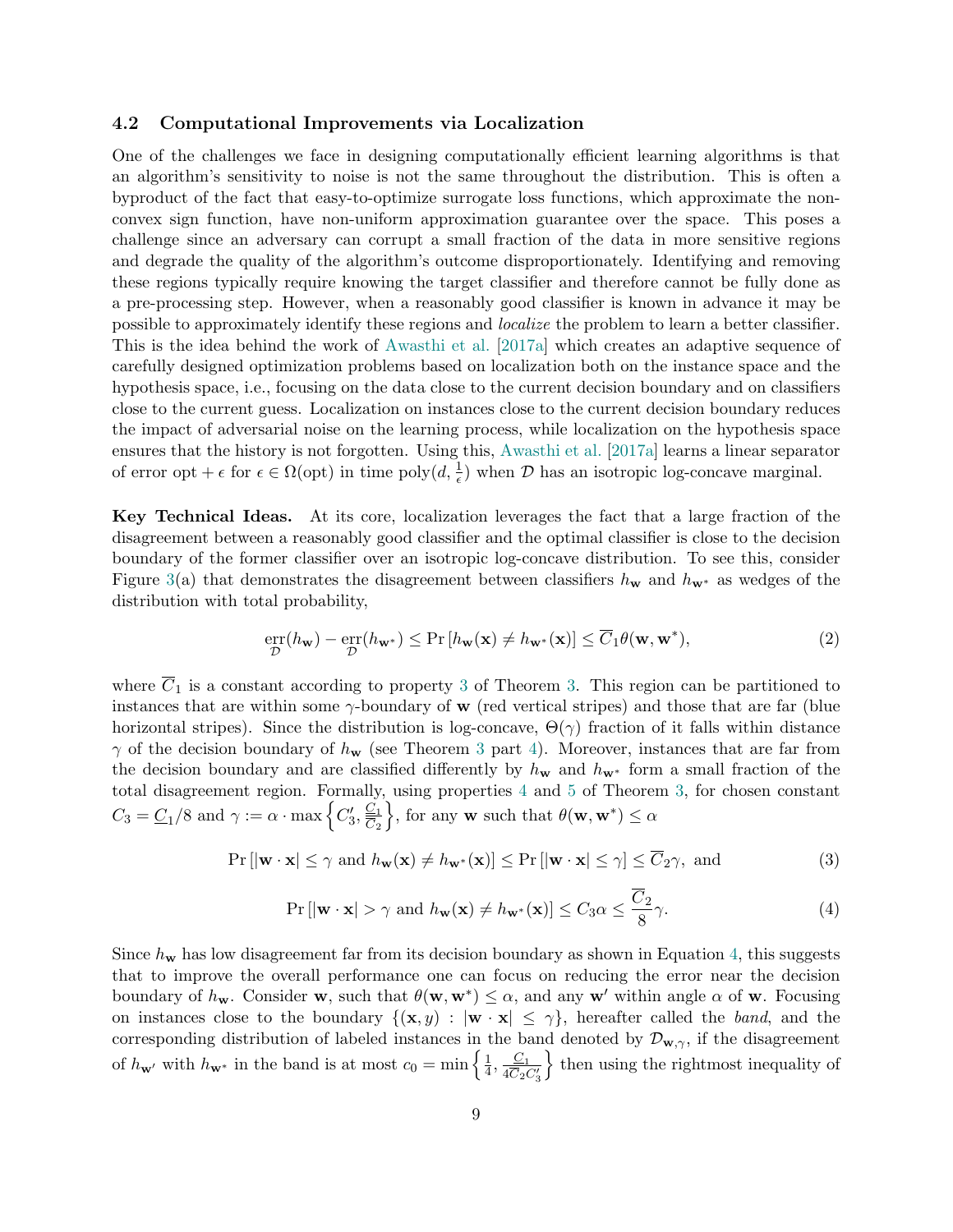### 4.2 Computational Improvements via Localization

One of the challenges we face in designing computationally efficient learning algorithms is that an algorithm's sensitivity to noise is not the same throughout the distribution. This is often a byproduct of the fact that easy-to-optimize surrogate loss functions, which approximate the non-convex sign function, have non-uniform approximation guarantee over the space. This poses a challenge since an adversary can corrupt a small fraction of the data in more sensitive regions and degrade the quality of the algorithm's outcome disproportionately. Identifying and removing these regions typically require knowing the target classifier and therefore cannot be fully done as a pre-processing step. However, when a reasonably good classifier is known in advance it may be possible to approximately identify these regions and *localize* the problem to learn a better classifier. This is the idea behind the work of Awasthi et al. [2017a] which creates an adaptive sequence of carefully designed optimization problems based on localization both on the instance space and the hypothesis space, i.e., focusing on the data close to the current decision boundary and on classifiers close to the current guess. Localization on instances close to the current decision boundary reduces the impact of adversarial noise on the learning process, while localization on the hypothesis space ensures that the history is not forgotten. Using this, Awasthi et al. [2017a] learns a linear separator of error opt $+\,\epsilon$ for $\epsilon \in \Omega(\mathrm{opt})$ in time $\mathrm{poly}(d, \frac{1}{\epsilon})$ when $\mathcal{D}$ has an isotropic log-concave marginal.

**Key Technical Ideas.** At its core, localization leverages the fact that a large fraction of the disagreement between a reasonably good classifier and the optimal classifier is close to the decision boundary of the former classifier over an isotropic log-concave distribution. To see this, consider Figure 3(a) that demonstrates the disagreement between classifiers $h_{\mathbf{w}}$ and $h_{\mathbf{w}^*}$ as wedges of the distribution with total probability,

$$\underset{\mathcal{D}}{\mathrm{err}}(h_{\mathbf{w}}) - \underset{\mathcal{D}}{\mathrm{err}}(h_{\mathbf{w}^*}) \leq \Pr\left[h_{\mathbf{w}}(\mathbf{x}) \neq h_{\mathbf{w}^*}(\mathbf{x})\right] \leq \overline{C}_1 \theta(\mathbf{w}, \mathbf{w}^*), \tag{2}$$

where $\overline{C}_1$ is a constant according to property 3 of Theorem 3. This region can be partitioned to instances that are within some $\gamma$-boundary of $\mathbf{w}$ (red vertical stripes) and those that are far (blue horizontal stripes). Since the distribution is log-concave, $\Theta(\gamma)$ fraction of it falls within distance $\gamma$ of the decision boundary of $h_{\mathbf{w}}$ (see Theorem 3 part 4). Moreover, instances that are far from the decision boundary and are classified differently by $h_{\mathbf{w}}$ and $h_{\mathbf{w}^*}$ form a small fraction of the total disagreement region. Formally, using properties 4 and 5 of Theorem 3, for chosen constant $C_3 = \underline{C}_1/8$ and $\gamma := \alpha \cdot \max\left\{C_3', \frac{\underline{C}_1}{\overline{C}_2}\right\}$, for any $\mathbf{w}$ such that $\theta(\mathbf{w}, \mathbf{w}^*) \leq \alpha$

$$\Pr\left[|\mathbf{w}\cdot\mathbf{x}| \leq \gamma \text{ and } h_{\mathbf{w}}(\mathbf{x}) \neq h_{\mathbf{w}^*}(\mathbf{x})\right] \leq \Pr\left[|\mathbf{w}\cdot\mathbf{x}| \leq \gamma\right] \leq \overline{C}_2\gamma, \text{ and} \tag{3}$$

$$\Pr\left[|\mathbf{w}\cdot\mathbf{x}| > \gamma \text{ and } h_{\mathbf{w}}(\mathbf{x}) \neq h_{\mathbf{w}^*}(\mathbf{x})\right] \leq C_3\alpha \leq \frac{\overline{C}_2}{8}\gamma. \tag{4}$$

Since $h_{\mathbf{w}}$ has low disagreement far from its decision boundary as shown in Equation 4, this suggests that to improve the overall performance one can focus on reducing the error near the decision boundary of $h_{\mathbf{w}}$. Consider $\mathbf{w}$, such that $\theta(\mathbf{w}, \mathbf{w}^*) \leq \alpha$, and any $\mathbf{w}'$ within angle $\alpha$ of $\mathbf{w}$. Focusing on instances close to the boundary $\{(\mathbf{x}, y) : |\mathbf{w}\cdot\mathbf{x}| \leq \gamma\}$, hereafter called the *band*, and the corresponding distribution of labeled instances in the band denoted by $\mathcal{D}_{\mathbf{w},\gamma}$, if the disagreement of $h_{\mathbf{w}'}$ with $h_{\mathbf{w}^*}$ in the band is at most $c_0 = \min\left\{\frac{1}{4}, \frac{\underline{C}_1}{4\overline{C}_2 C_3'}\right\}$ then using the rightmost inequality of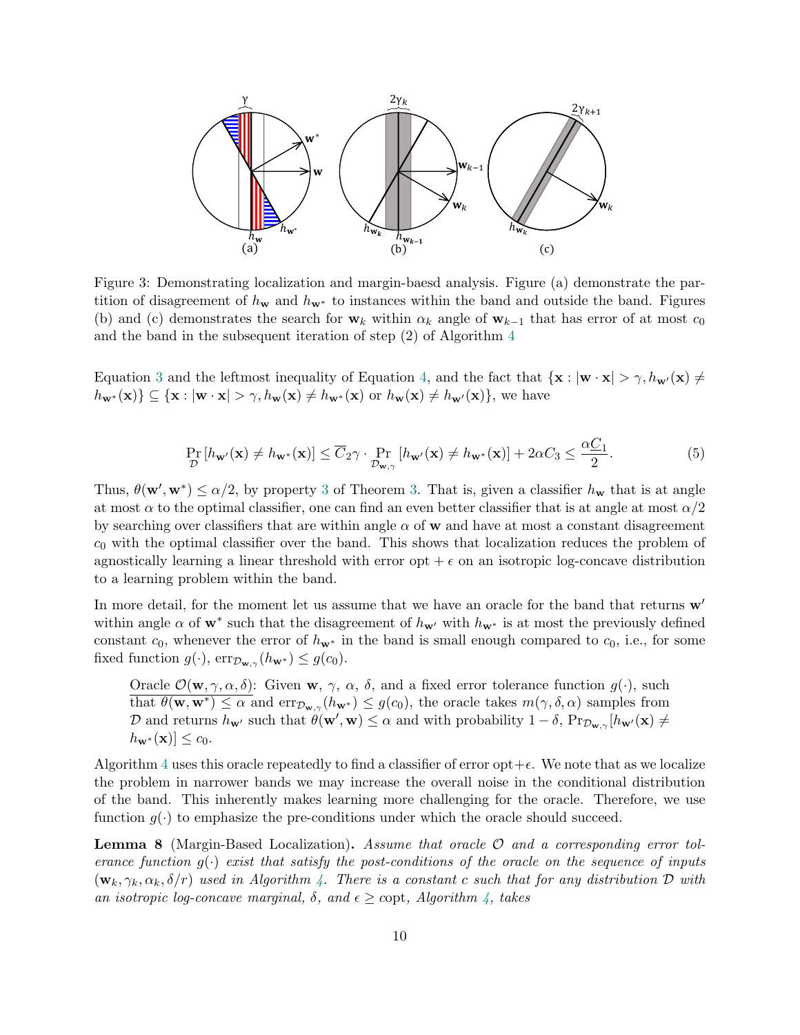Figure 3: Demonstrating localization and margin-baesd analysis. Figure (a) demonstrate the partition of disagreement of $h_{\mathbf{w}}$ and $h_{\mathbf{w}^*}$ to instances within the band and outside the band. Figures (b) and (c) demonstrates the search for $\mathbf{w}_k$ within $\alpha_k$ angle of $\mathbf{w}_{k-1}$ that has error of at most $c_0$ and the band in the subsequent iteration of step (2) of Algorithm 4

Equation 3 and the leftmost inequality of Equation 4, and the fact that $\{\mathbf{x} : |\mathbf{w} \cdot \mathbf{x}| > \gamma, h_{\mathbf{w}'}(\mathbf{x}) \neq h_{\mathbf{w}^*}(\mathbf{x})\} \subseteq \{\mathbf{x} : |\mathbf{w} \cdot \mathbf{x}| > \gamma, h_{\mathbf{w}}(\mathbf{x}) \neq h_{\mathbf{w}^*}(\mathbf{x}) \text{ or } h_{\mathbf{w}}(\mathbf{x}) \neq h_{\mathbf{w}'}(\mathbf{x})\}$, we have

$$\Pr_{\mathcal{D}}[h_{\mathbf{w}'}(\mathbf{x}) \neq h_{\mathbf{w}^*}(\mathbf{x})] \leq \overline{C}_2\gamma \cdot \Pr_{\mathcal{D}_{\mathbf{w},\gamma}}[h_{\mathbf{w}'}(\mathbf{x}) \neq h_{\mathbf{w}^*}(\mathbf{x})] + 2\alpha C_3 \leq \frac{\alpha \underline{C}_1}{2}. \tag{5}$$

Thus, $\theta(\mathbf{w}', \mathbf{w}^*) \leq \alpha/2$, by property 3 of Theorem 3. That is, given a classifier $h_{\mathbf{w}}$ that is at angle at most $\alpha$ to the optimal classifier, one can find an even better classifier that is at angle at most $\alpha/2$ by searching over classifiers that are within angle $\alpha$ of $\mathbf{w}$ and have at most a constant disagreement $c_0$ with the optimal classifier over the band. This shows that localization reduces the problem of agnostically learning a linear threshold with error opt $+ \epsilon$ on an isotropic log-concave distribution to a learning problem within the band.

In more detail, for the moment let us assume that we have an oracle for the band that returns $\mathbf{w}'$ within angle $\alpha$ of $\mathbf{w}^*$ such that the disagreement of $h_{\mathbf{w}'}$ with $h_{\mathbf{w}^*}$ is at most the previously defined constant $c_0$, whenever the error of $h_{\mathbf{w}^*}$ in the band is small enough compared to $c_0$, i.e., for some fixed function $g(\cdot)$, $\mathrm{err}_{\mathcal{D}_{\mathbf{w},\gamma}}(h_{\mathbf{w}^*}) \leq g(c_0)$.

> Oracle $\mathcal{O}(\mathbf{w}, \gamma, \alpha, \delta)$: Given $\mathbf{w}$, $\gamma$, $\alpha$, $\delta$, and a fixed error tolerance function $g(\cdot)$, such that $\theta(\mathbf{w}, \mathbf{w}^*) \leq \alpha$ and $\mathrm{err}_{\mathcal{D}_{\mathbf{w},\gamma}}(h_{\mathbf{w}^*}) \leq g(c_0)$, the oracle takes $m(\gamma, \delta, \alpha)$ samples from $\mathcal{D}$ and returns $h_{\mathbf{w}'}$ such that $\theta(\mathbf{w}', \mathbf{w}) \leq \alpha$ and with probability $1 - \delta$, $\Pr_{\mathcal{D}_{\mathbf{w},\gamma}}[h_{\mathbf{w}'}(\mathbf{x}) \neq h_{\mathbf{w}^*}(\mathbf{x})] \leq c_0$.

Algorithm 4 uses this oracle repeatedly to find a classifier of error opt$+\epsilon$. We note that as we localize the problem in narrower bands we may increase the overall noise in the conditional distribution of the band. This inherently makes learning more challenging for the oracle. Therefore, we use function $g(\cdot)$ to emphasize the pre-conditions under which the oracle should succeed.

**Lemma 8** (Margin-Based Localization)**.** *Assume that oracle $\mathcal{O}$ and a corresponding error tolerance function $g(\cdot)$ exist that satisfy the post-conditions of the oracle on the sequence of inputs $(\mathbf{w}_k, \gamma_k, \alpha_k, \delta/r)$ used in Algorithm 4. There is a constant $c$ such that for any distribution $\mathcal{D}$ with an isotropic log-concave marginal, $\delta$, and $\epsilon \geq c$opt, Algorithm 4, takes*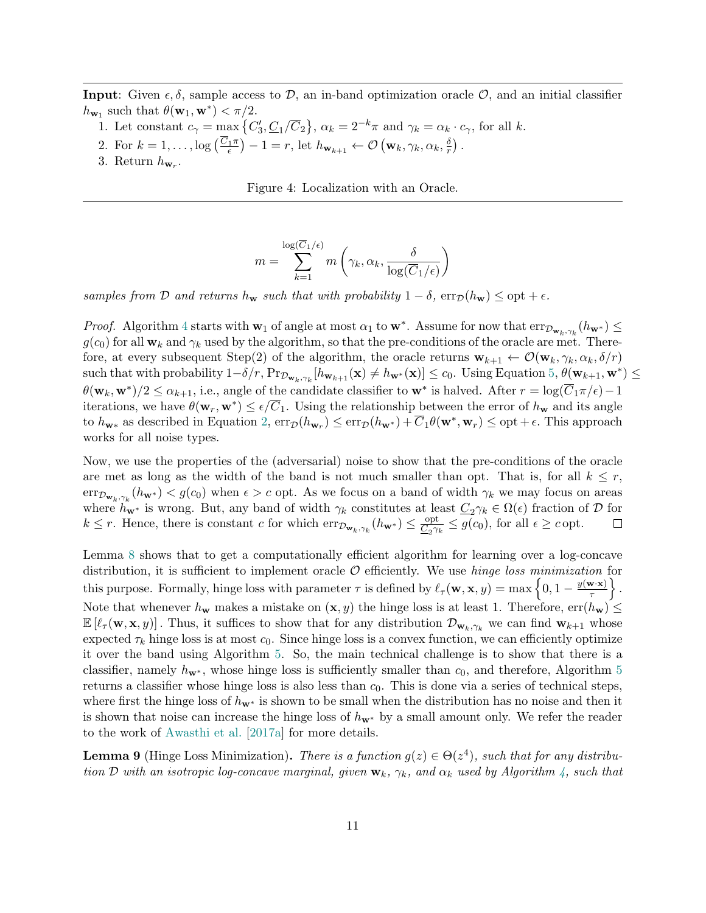**Input**: Given $\epsilon, \delta$, sample access to $\mathcal{D}$, an in-band optimization oracle $\mathcal{O}$, and an initial classifier $h_{\mathbf{w}_1}$ such that $\theta(\mathbf{w}_1, \mathbf{w}^*) < \pi/2$.

1. Let constant $c_\gamma = \max\left\{C_3', \underline{C}_1/\overline{C}_2\right\}$, $\alpha_k = 2^{-k}\pi$ and $\gamma_k = \alpha_k \cdot c_\gamma$, for all $k$.
2. For $k = 1, \dots, \log\left(\frac{\overline{C}_1 \pi}{\epsilon}\right) - 1 = r$, let $h_{\mathbf{w}_{k+1}} \leftarrow \mathcal{O}\left(\mathbf{w}_k, \gamma_k, \alpha_k, \frac{\delta}{r}\right)$.
3. Return $h_{\mathbf{w}_r}$.

Figure 4: Localization with an Oracle.

$$m = \sum_{k=1}^{\log(\overline{C}_1/\epsilon)} m\left(\gamma_k, \alpha_k, \frac{\delta}{\log(\overline{C}_1/\epsilon)}\right)$$

*samples from $\mathcal{D}$ and returns $h_{\mathbf{w}}$ such that with probability $1-\delta$, $\mathrm{err}_{\mathcal{D}}(h_{\mathbf{w}}) \leq \mathrm{opt} + \epsilon$.*

*Proof.* Algorithm 4 starts with $\mathbf{w}_1$ of angle at most $\alpha_1$ to $\mathbf{w}^*$. Assume for now that $\mathrm{err}_{\mathcal{D}_{\mathbf{w}_k,\gamma_k}}(h_{\mathbf{w}^*}) \leq g(c_0)$ for all $\mathbf{w}_k$ and $\gamma_k$ used by the algorithm, so that the pre-conditions of the oracle are met. Therefore, at every subsequent Step(2) of the algorithm, the oracle returns $\mathbf{w}_{k+1} \leftarrow \mathcal{O}(\mathbf{w}_k, \gamma_k, \alpha_k, \delta/r)$ such that with probability $1-\delta/r$, $\Pr_{\mathcal{D}_{\mathbf{w}_k,\gamma_k}}[h_{\mathbf{w}_{k+1}}(\mathbf{x}) \neq h_{\mathbf{w}^*}(\mathbf{x})] \leq c_0$. Using Equation 5, $\theta(\mathbf{w}_{k+1}, \mathbf{w}^*) \leq \theta(\mathbf{w}_k, \mathbf{w}^*)/2 \leq \alpha_{k+1}$, i.e., angle of the candidate classifier to $\mathbf{w}^*$ is halved. After $r = \log(\overline{C}_1\pi/\epsilon) - 1$ iterations, we have $\theta(\mathbf{w}_r, \mathbf{w}^*) \leq \epsilon/\overline{C}_1$. Using the relationship between the error of $h_{\mathbf{w}}$ and its angle to $h_{\mathbf{w}*}$ as described in Equation 2, $\mathrm{err}_{\mathcal{D}}(h_{\mathbf{w}_r}) \leq \mathrm{err}_{\mathcal{D}}(h_{\mathbf{w}^*}) + \overline{C}_1\theta(\mathbf{w}^*, \mathbf{w}_r) \leq \mathrm{opt} + \epsilon$. This approach works for all noise types.

Now, we use the properties of the (adversarial) noise to show that the pre-conditions of the oracle are met as long as the width of the band is not much smaller than opt. That is, for all $k \leq r$, $\mathrm{err}_{\mathcal{D}_{\mathbf{w}_k,\gamma_k}}(h_{\mathbf{w}^*}) < g(c_0)$ when $\epsilon > c\,\mathrm{opt}$. As we focus on a band of width $\gamma_k$ we may focus on areas where $h_{\mathbf{w}^*}$ is wrong. But, any band of width $\gamma_k$ constitutes at least $\underline{C}_2\gamma_k \in \Omega(\epsilon)$ fraction of $\mathcal{D}$ for $k \leq r$. Hence, there is constant $c$ for which $\mathrm{err}_{\mathcal{D}_{\mathbf{w}_k,\gamma_k}}(h_{\mathbf{w}^*}) \leq \frac{\mathrm{opt}}{\underline{C}_2\gamma_k} \leq g(c_0)$, for all $\epsilon \geq c\,\mathrm{opt}$. $\square$

Lemma 8 shows that to get a computationally efficient algorithm for learning over a log-concave distribution, it is sufficient to implement oracle $\mathcal{O}$ efficiently. We use *hinge loss minimization* for this purpose. Formally, hinge loss with parameter $\tau$ is defined by $\ell_\tau(\mathbf{w}, \mathbf{x}, y) = \max\left\{0, 1 - \frac{y(\mathbf{w}\cdot\mathbf{x})}{\tau}\right\}$. Note that whenever $h_{\mathbf{w}}$ makes a mistake on $(\mathbf{x}, y)$ the hinge loss is at least 1. Therefore, $\mathrm{err}(h_{\mathbf{w}}) \leq \mathbb{E}\left[\ell_\tau(\mathbf{w}, \mathbf{x}, y)\right]$. Thus, it suffices to show that for any distribution $\mathcal{D}_{\mathbf{w}_k,\gamma_k}$ we can find $\mathbf{w}_{k+1}$ whose expected $\tau_k$ hinge loss is at most $c_0$. Since hinge loss is a convex function, we can efficiently optimize it over the band using Algorithm 5. So, the main technical challenge is to show that there is a classifier, namely $h_{\mathbf{w}^*}$, whose hinge loss is sufficiently smaller than $c_0$, and therefore, Algorithm 5 returns a classifier whose hinge loss is also less than $c_0$. This is done via a series of technical steps, where first the hinge loss of $h_{\mathbf{w}^*}$ is shown to be small when the distribution has no noise and then it is shown that noise can increase the hinge loss of $h_{\mathbf{w}^*}$ by a small amount only. We refer the reader to the work of Awasthi et al. [2017a] for more details.

**Lemma 9** (Hinge Loss Minimization)**.** *There is a function $g(z) \in \Theta(z^4)$, such that for any distribution $\mathcal{D}$ with an isotropic log-concave marginal, given $\mathbf{w}_k$, $\gamma_k$, and $\alpha_k$ used by Algorithm 4, such that*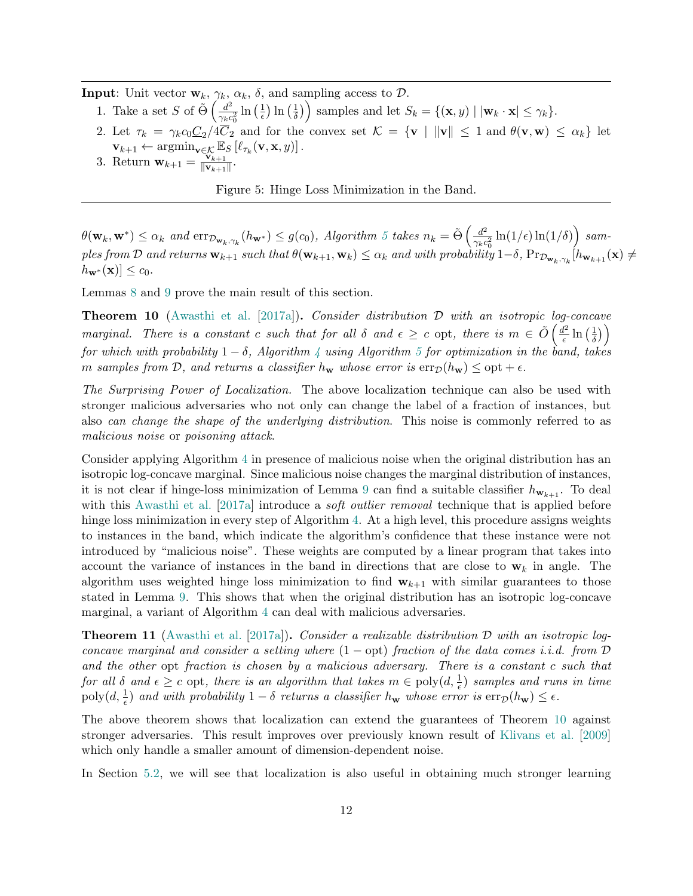**Input**: Unit vector $\mathbf{w}_k$, $\gamma_k$, $\alpha_k$, $\delta$, and sampling access to $\mathcal{D}$.

1. Take a set $S$ of $\tilde{\Theta}\left(\frac{d^2}{\gamma_k c_0^2}\ln\left(\frac{1}{\epsilon}\right)\ln\left(\frac{1}{\delta}\right)\right)$ samples and let $S_k = \{(\mathbf{x}, y) \mid |\mathbf{w}_k \cdot \mathbf{x}| \leq \gamma_k\}$.
2. Let $\tau_k = \gamma_k c_0 \underline{C}_2 / 4\overline{C}_2$ and for the convex set $\mathcal{K} = \{\mathbf{v} \mid \|\mathbf{v}\| \leq 1 \text{ and } \theta(\mathbf{v}, \mathbf{w}) \leq \alpha_k\}$ let $\mathbf{v}_{k+1} \leftarrow \operatorname{argmin}_{\mathbf{v} \in \mathcal{K}} \mathbb{E}_S\left[\ell_{\tau_k}(\mathbf{v}, \mathbf{x}, y)\right]$.
3. Return $\mathbf{w}_{k+1} = \frac{\mathbf{v}_{k+1}}{\|\mathbf{v}_{k+1}\|}$.

Figure 5: Hinge Loss Minimization in the Band.

*$\theta(\mathbf{w}_k, \mathbf{w}^*) \leq \alpha_k$ and $\mathrm{err}_{\mathcal{D}_{\mathbf{w}_k,\gamma_k}}(h_{\mathbf{w}^*}) \leq g(c_0)$, Algorithm 5 takes $n_k = \tilde{\Theta}\left(\frac{d^2}{\gamma_k c_0^2}\ln(1/\epsilon)\ln(1/\delta)\right)$ samples from $\mathcal{D}$ and returns $\mathbf{w}_{k+1}$ such that $\theta(\mathbf{w}_{k+1}, \mathbf{w}_k) \leq \alpha_k$ and with probability $1-\delta$, $\Pr_{\mathcal{D}_{\mathbf{w}_k,\gamma_k}}[h_{\mathbf{w}_{k+1}}(\mathbf{x}) \neq h_{\mathbf{w}^*}(\mathbf{x})] \leq c_0$.*

Lemmas 8 and 9 prove the main result of this section.

**Theorem 10** (Awasthi et al. [2017a]). *Consider distribution $\mathcal{D}$ with an isotropic log-concave marginal. There is a constant $c$ such that for all $\delta$ and $\epsilon \geq c$ opt, there is $m \in \tilde{O}\left(\frac{d^2}{\epsilon}\ln\left(\frac{1}{\delta}\right)\right)$ for which with probability $1-\delta$, Algorithm 4 using Algorithm 5 for optimization in the band, takes $m$ samples from $\mathcal{D}$, and returns a classifier $h_{\mathbf{w}}$ whose error is $\mathrm{err}_{\mathcal{D}}(h_{\mathbf{w}}) \leq \mathrm{opt} + \epsilon$.*

*The Surprising Power of Localization.* The above localization technique can also be used with stronger malicious adversaries who not only can change the label of a fraction of instances, but also *can change the shape of the underlying distribution*. This noise is commonly referred to as *malicious noise* or *poisoning attack*.

Consider applying Algorithm 4 in presence of malicious noise when the original distribution has an isotropic log-concave marginal. Since malicious noise changes the marginal distribution of instances, it is not clear if hinge-loss minimization of Lemma 9 can find a suitable classifier $h_{\mathbf{w}_{k+1}}$. To deal with this Awasthi et al. [2017a] introduce a *soft outlier removal* technique that is applied before hinge loss minimization in every step of Algorithm 4. At a high level, this procedure assigns weights to instances in the band, which indicate the algorithm's confidence that these instance were not introduced by "malicious noise". These weights are computed by a linear program that takes into account the variance of instances in the band in directions that are close to $\mathbf{w}_k$ in angle. The algorithm uses weighted hinge loss minimization to find $\mathbf{w}_{k+1}$ with similar guarantees to those stated in Lemma 9. This shows that when the original distribution has an isotropic log-concave marginal, a variant of Algorithm 4 can deal with malicious adversaries.

**Theorem 11** (Awasthi et al. [2017a]). *Consider a realizable distribution $\mathcal{D}$ with an isotropic log-concave marginal and consider a setting where $(1-\mathrm{opt})$ fraction of the data comes i.i.d. from $\mathcal{D}$ and the other* opt *fraction is chosen by a malicious adversary. There is a constant $c$ such that for all $\delta$ and $\epsilon \geq c$ opt, there is an algorithm that takes $m \in \mathrm{poly}(d, \frac{1}{\epsilon})$ samples and runs in time $\mathrm{poly}(d, \frac{1}{\epsilon})$ and with probability $1-\delta$ returns a classifier $h_{\mathbf{w}}$ whose error is $\mathrm{err}_{\mathcal{D}}(h_{\mathbf{w}}) \leq \epsilon$.*

The above theorem shows that localization can extend the guarantees of Theorem 10 against stronger adversaries. This result improves over previously known result of Klivans et al. [2009] which only handle a smaller amount of dimension-dependent noise.

In Section 5.2, we will see that localization is also useful in obtaining much stronger learning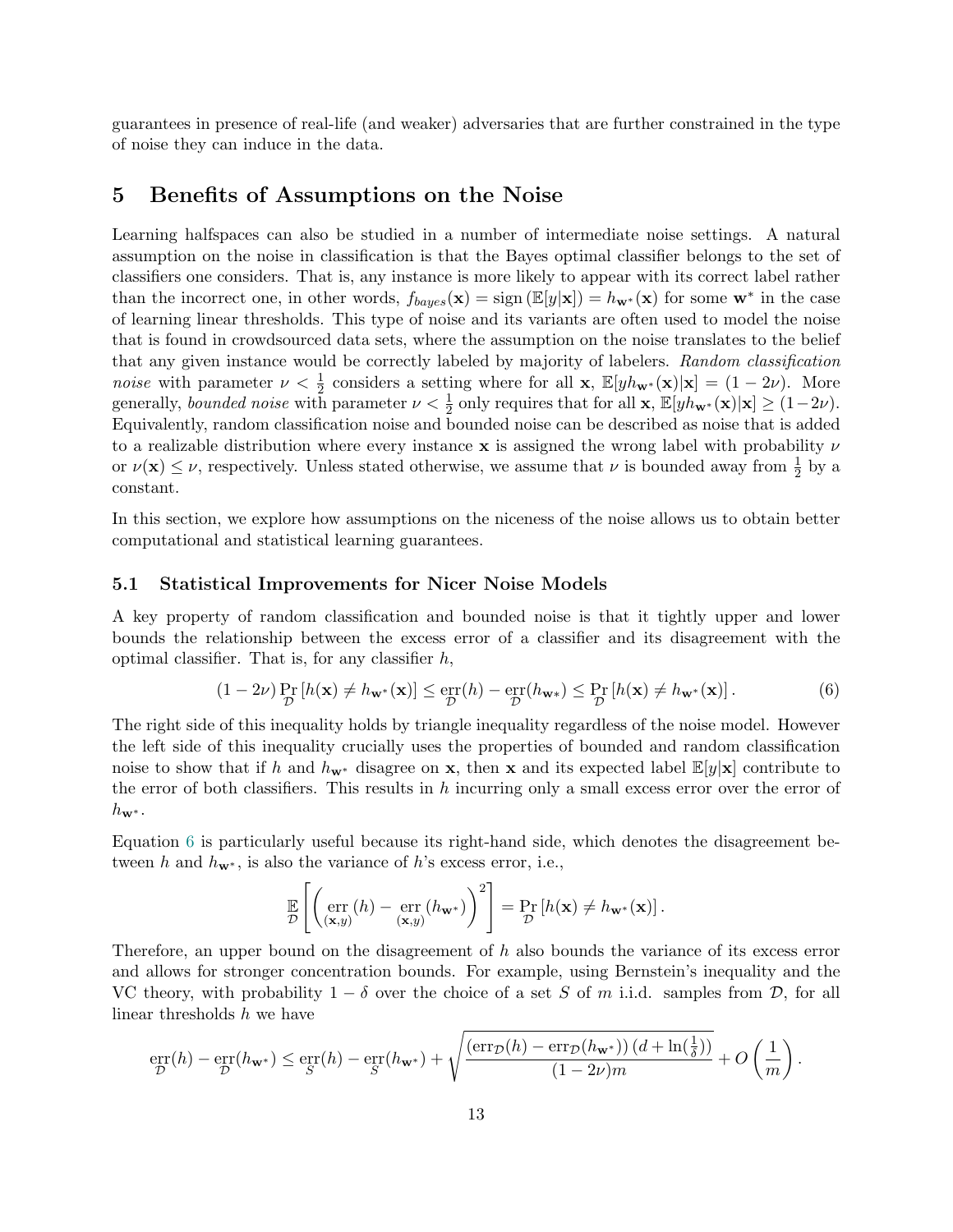guarantees in presence of real-life (and weaker) adversaries that are further constrained in the type of noise they can induce in the data.

## 5 Benefits of Assumptions on the Noise

Learning halfspaces can also be studied in a number of intermediate noise settings. A natural assumption on the noise in classification is that the Bayes optimal classifier belongs to the set of classifiers one considers. That is, any instance is more likely to appear with its correct label rather than the incorrect one, in other words, $f_{bayes}(\mathbf{x}) = \operatorname{sign}(\mathbb{E}[y|\mathbf{x}]) = h_{\mathbf{w}^*}(\mathbf{x})$ for some $\mathbf{w}^*$ in the case of learning linear thresholds. This type of noise and its variants are often used to model the noise that is found in crowdsourced data sets, where the assumption on the noise translates to the belief that any given instance would be correctly labeled by majority of labelers. *Random classification noise* with parameter $\nu < \frac{1}{2}$ considers a setting where for all $\mathbf{x}$, $\mathbb{E}[y h_{\mathbf{w}^*}(\mathbf{x})|\mathbf{x}] = (1-2\nu)$. More generally, *bounded noise* with parameter $\nu < \frac{1}{2}$ only requires that for all $\mathbf{x}$, $\mathbb{E}[y h_{\mathbf{w}^*}(\mathbf{x})|\mathbf{x}] \geq (1-2\nu)$. Equivalently, random classification noise and bounded noise can be described as noise that is added to a realizable distribution where every instance $\mathbf{x}$ is assigned the wrong label with probability $\nu$ or $\nu(\mathbf{x}) \leq \nu$, respectively. Unless stated otherwise, we assume that $\nu$ is bounded away from $\frac{1}{2}$ by a constant.

In this section, we explore how assumptions on the niceness of the noise allows us to obtain better computational and statistical learning guarantees.

### 5.1 Statistical Improvements for Nicer Noise Models

A key property of random classification and bounded noise is that it tightly upper and lower bounds the relationship between the excess error of a classifier and its disagreement with the optimal classifier. That is, for any classifier $h$,

$$(1-2\nu) \Pr_{\mathcal{D}}\left[h(\mathbf{x}) \neq h_{\mathbf{w}^*}(\mathbf{x})\right] \leq \operatorname*{err}_{\mathcal{D}}(h) - \operatorname*{err}_{\mathcal{D}}(h_{\mathbf{w}^*}) \leq \Pr_{\mathcal{D}}\left[h(\mathbf{x}) \neq h_{\mathbf{w}^*}(\mathbf{x})\right]. \tag{6}$$

The right side of this inequality holds by triangle inequality regardless of the noise model. However the left side of this inequality crucially uses the properties of bounded and random classification noise to show that if $h$ and $h_{\mathbf{w}^*}$ disagree on $\mathbf{x}$, then $\mathbf{x}$ and its expected label $\mathbb{E}[y|\mathbf{x}]$ contribute to the error of both classifiers. This results in $h$ incurring only a small excess error over the error of $h_{\mathbf{w}^*}$.

Equation 6 is particularly useful because its right-hand side, which denotes the disagreement between $h$ and $h_{\mathbf{w}^*}$, is also the variance of $h$'s excess error, i.e.,

$$\mathbb{E}_{\mathcal{D}}\left[\left(\operatorname*{err}_{(\mathbf{x},y)}(h) - \operatorname*{err}_{(\mathbf{x},y)}(h_{\mathbf{w}^*})\right)^2\right] = \Pr_{\mathcal{D}}\left[h(\mathbf{x}) \neq h_{\mathbf{w}^*}(\mathbf{x})\right].$$

Therefore, an upper bound on the disagreement of $h$ also bounds the variance of its excess error and allows for stronger concentration bounds. For example, using Bernstein's inequality and the VC theory, with probability $1-\delta$ over the choice of a set $S$ of $m$ i.i.d. samples from $\mathcal{D}$, for all linear thresholds $h$ we have

$$\operatorname*{err}_{\mathcal{D}}(h) - \operatorname*{err}_{\mathcal{D}}(h_{\mathbf{w}^*}) \leq \operatorname*{err}_{S}(h) - \operatorname*{err}_{S}(h_{\mathbf{w}^*}) + \sqrt{\frac{\left(\operatorname{err}_{\mathcal{D}}(h) - \operatorname{err}_{\mathcal{D}}(h_{\mathbf{w}^*})\right)\left(d + \ln(\frac{1}{\delta})\right)}{(1-2\nu)m}} + O\left(\frac{1}{m}\right).$$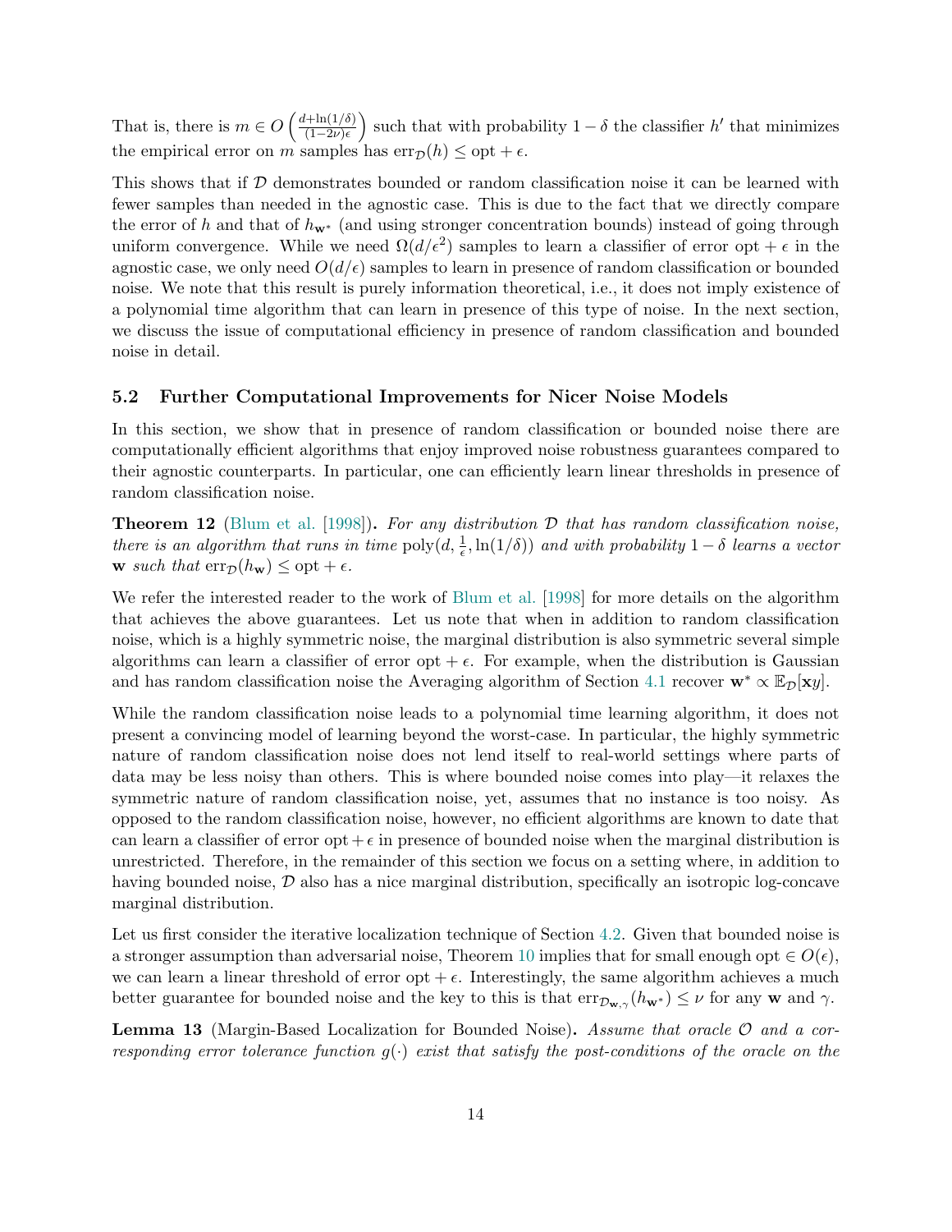That is, there is $m \in O\left(\frac{d+\ln(1/\delta)}{(1-2\nu)\epsilon}\right)$ such that with probability $1-\delta$ the classifier $h'$ that minimizes the empirical error on $m$ samples has $\mathrm{err}_{\mathcal{D}}(h) \leq \mathrm{opt} + \epsilon$.

This shows that if $\mathcal{D}$ demonstrates bounded or random classification noise it can be learned with fewer samples than needed in the agnostic case. This is due to the fact that we directly compare the error of $h$ and that of $h_{\mathbf{w}^*}$ (and using stronger concentration bounds) instead of going through uniform convergence. While we need $\Omega(d/\epsilon^2)$ samples to learn a classifier of error opt $+\ \epsilon$ in the agnostic case, we only need $O(d/\epsilon)$ samples to learn in presence of random classification or bounded noise. We note that this result is purely information theoretical, i.e., it does not imply existence of a polynomial time algorithm that can learn in presence of this type of noise. In the next section, we discuss the issue of computational efficiency in presence of random classification and bounded noise in detail.

### 5.2 Further Computational Improvements for Nicer Noise Models

In this section, we show that in presence of random classification or bounded noise there are computationally efficient algorithms that enjoy improved noise robustness guarantees compared to their agnostic counterparts. In particular, one can efficiently learn linear thresholds in presence of random classification noise.

**Theorem 12** (Blum et al. [1998]). *For any distribution $\mathcal{D}$ that has random classification noise, there is an algorithm that runs in time $\mathrm{poly}(d, \frac{1}{\epsilon}, \ln(1/\delta))$ and with probability $1-\delta$ learns a vector $\mathbf{w}$ such that $\mathrm{err}_{\mathcal{D}}(h_{\mathbf{w}}) \leq \mathrm{opt} + \epsilon$.*

We refer the interested reader to the work of Blum et al. [1998] for more details on the algorithm that achieves the above guarantees. Let us note that when in addition to random classification noise, which is a highly symmetric noise, the marginal distribution is also symmetric several simple algorithms can learn a classifier of error opt $+\ \epsilon$. For example, when the distribution is Gaussian and has random classification noise the Averaging algorithm of Section 4.1 recover $\mathbf{w}^* \propto \mathbb{E}_{\mathcal{D}}[\mathbf{x}y]$.

While the random classification noise leads to a polynomial time learning algorithm, it does not present a convincing model of learning beyond the worst-case. In particular, the highly symmetric nature of random classification noise does not lend itself to real-world settings where parts of data may be less noisy than others. This is where bounded noise comes into play—it relaxes the symmetric nature of random classification noise, yet, assumes that no instance is too noisy. As opposed to the random classification noise, however, no efficient algorithms are known to date that can learn a classifier of error opt $+\ \epsilon$ in presence of bounded noise when the marginal distribution is unrestricted. Therefore, in the remainder of this section we focus on a setting where, in addition to having bounded noise, $\mathcal{D}$ also has a nice marginal distribution, specifically an isotropic log-concave marginal distribution.

Let us first consider the iterative localization technique of Section 4.2. Given that bounded noise is a stronger assumption than adversarial noise, Theorem 10 implies that for small enough opt $\in O(\epsilon)$, we can learn a linear threshold of error opt $+\ \epsilon$. Interestingly, the same algorithm achieves a much better guarantee for bounded noise and the key to this is that $\mathrm{err}_{\mathcal{D}_{\mathbf{w},\gamma}}(h_{\mathbf{w}^*}) \leq \nu$ for any $\mathbf{w}$ and $\gamma$.

**Lemma 13** (Margin-Based Localization for Bounded Noise). *Assume that oracle $\mathcal{O}$ and a corresponding error tolerance function $g(\cdot)$ exist that satisfy the post-conditions of the oracle on the*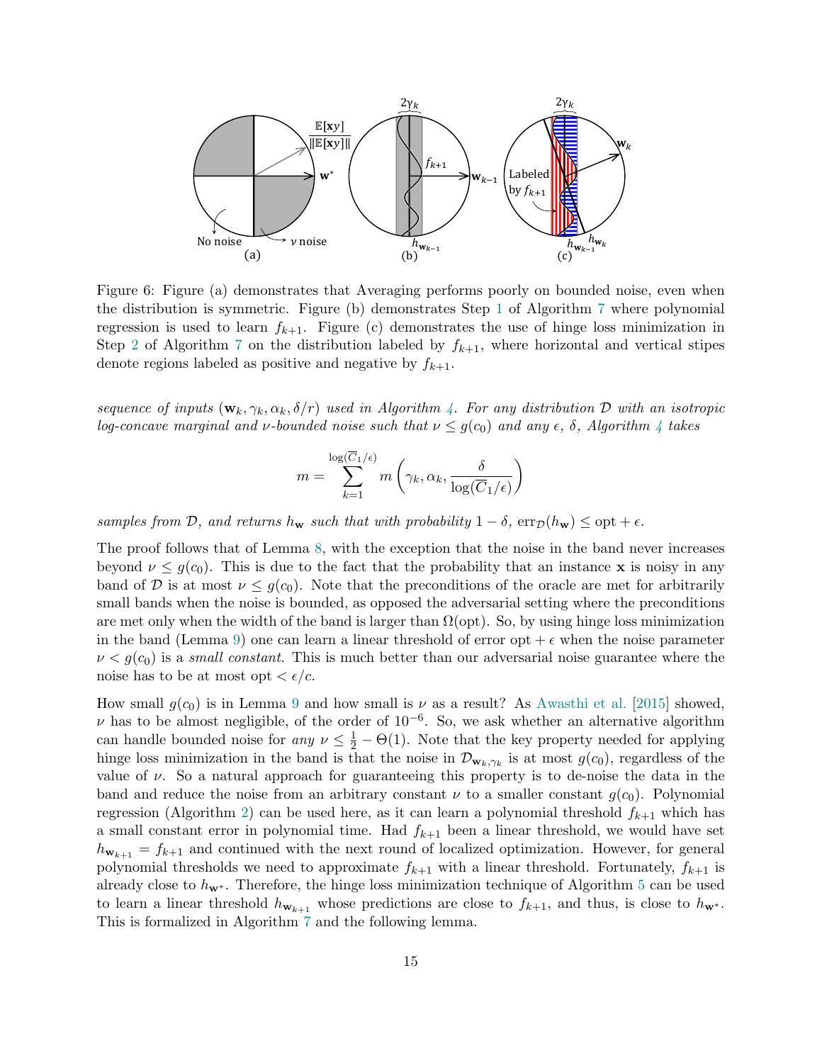Figure 6: Figure (a) demonstrates that Averaging performs poorly on bounded noise, even when the distribution is symmetric. Figure (b) demonstrates Step 1 of Algorithm 7 where polynomial regression is used to learn $f_{k+1}$. Figure (c) demonstrates the use of hinge loss minimization in Step 2 of Algorithm 7 on the distribution labeled by $f_{k+1}$, where horizontal and vertical stipes denote regions labeled as positive and negative by $f_{k+1}$.

*sequence of inputs $(\mathbf{w}_k, \gamma_k, \alpha_k, \delta/r)$ used in Algorithm 4. For any distribution $\mathcal{D}$ with an isotropic log-concave marginal and $\nu$-bounded noise such that $\nu \leq g(c_0)$ and any $\epsilon$, $\delta$, Algorithm 4 takes*

$$m = \sum_{k=1}^{\log(\overline{C}_1/\epsilon)} m\left(\gamma_k, \alpha_k, \frac{\delta}{\log(\overline{C}_1/\epsilon)}\right)$$

*samples from $\mathcal{D}$, and returns $h_{\mathbf{w}}$ such that with probability $1-\delta$, $\mathrm{err}_{\mathcal{D}}(h_{\mathbf{w}}) \leq \mathrm{opt} + \epsilon$.*

The proof follows that of Lemma 8, with the exception that the noise in the band never increases beyond $\nu \leq g(c_0)$. This is due to the fact that the probability that an instance $\mathbf{x}$ is noisy in any band of $\mathcal{D}$ is at most $\nu \leq g(c_0)$. Note that the preconditions of the oracle are met for arbitrarily small bands when the noise is bounded, as opposed the adversarial setting where the preconditions are met only when the width of the band is larger than $\Omega(\mathrm{opt})$. So, by using hinge loss minimization in the band (Lemma 9) one can learn a linear threshold of error $\mathrm{opt} + \epsilon$ when the noise parameter $\nu < g(c_0)$ is a *small constant.* This is much better than our adversarial noise guarantee where the noise has to be at most $\mathrm{opt} < \epsilon/c$.

How small $g(c_0)$ is in Lemma 9 and how small is $\nu$ as a result? As Awasthi et al. [2015] showed, $\nu$ has to be almost negligible, of the order of $10^{-6}$. So, we ask whether an alternative algorithm can handle bounded noise for *any* $\nu \leq \frac{1}{2} - \Theta(1)$. Note that the key property needed for applying hinge loss minimization in the band is that the noise in $\mathcal{D}_{\mathbf{w}_k,\gamma_k}$ is at most $g(c_0)$, regardless of the value of $\nu$. So a natural approach for guaranteeing this property is to de-noise the data in the band and reduce the noise from an arbitrary constant $\nu$ to a smaller constant $g(c_0)$. Polynomial regression (Algorithm 2) can be used here, as it can learn a polynomial threshold $f_{k+1}$ which has a small constant error in polynomial time. Had $f_{k+1}$ been a linear threshold, we would have set $h_{\mathbf{w}_{k+1}} = f_{k+1}$ and continued with the next round of localized optimization. However, for general polynomial thresholds we need to approximate $f_{k+1}$ with a linear threshold. Fortunately, $f_{k+1}$ is already close to $h_{\mathbf{w}^*}$. Therefore, the hinge loss minimization technique of Algorithm 5 can be used to learn a linear threshold $h_{\mathbf{w}_{k+1}}$ whose predictions are close to $f_{k+1}$, and thus, is close to $h_{\mathbf{w}^*}$. This is formalized in Algorithm 7 and the following lemma.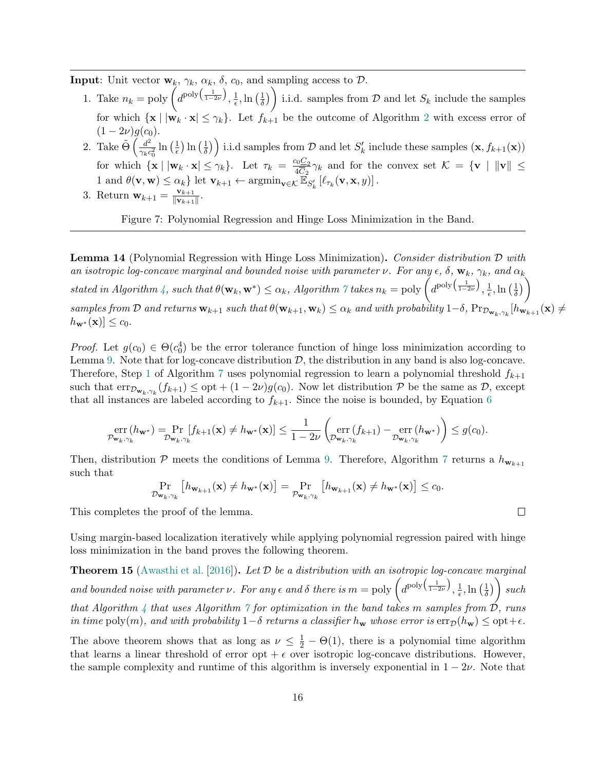**Input**: Unit vector $\mathbf{w}_k$, $\gamma_k$, $\alpha_k$, $\delta$, $c_0$, and sampling access to $\mathcal{D}$.

1. Take $n_k = \text{poly}\left(d^{\text{poly}\left(\frac{1}{1-2\nu}\right)}, \frac{1}{\epsilon}, \ln\left(\frac{1}{\delta}\right)\right)$ i.i.d. samples from $\mathcal{D}$ and let $S_k$ include the samples for which $\{\mathbf{x} \mid |\mathbf{w}_k \cdot \mathbf{x}| \leq \gamma_k\}$. Let $f_{k+1}$ be the outcome of Algorithm 2 with excess error of $(1-2\nu)g(c_0)$.
2. Take $\tilde{\Theta}\left(\frac{d^2}{\gamma_k c_0^2} \ln\left(\frac{1}{\epsilon}\right) \ln\left(\frac{1}{\delta}\right)\right)$ i.i.d samples from $\mathcal{D}$ and let $S'_k$ include these samples $(\mathbf{x}, f_{k+1}(\mathbf{x}))$ for which $\{\mathbf{x} \mid |\mathbf{w}_k \cdot \mathbf{x}| \leq \gamma_k\}$. Let $\tau_k = \frac{c_0 \underline{C}_2}{4\overline{C}_2}\gamma_k$ and for the convex set $\mathcal{K} = \{\mathbf{v} \mid \|\mathbf{v}\| \leq 1 \text{ and } \theta(\mathbf{v}, \mathbf{w}) \leq \alpha_k\}$ let $\mathbf{v}_{k+1} \leftarrow \text{argmin}_{\mathbf{v} \in \mathcal{K}} \mathbb{E}_{S'_k}\left[\ell_{\tau_k}(\mathbf{v}, \mathbf{x}, y)\right]$.
3. Return $\mathbf{w}_{k+1} = \frac{\mathbf{v}_{k+1}}{\|\mathbf{v}_{k+1}\|}$.

Figure 7: Polynomial Regression and Hinge Loss Minimization in the Band.

**Lemma 14** (Polynomial Regression with Hinge Loss Minimization)**.** *Consider distribution $\mathcal{D}$ with an isotropic log-concave marginal and bounded noise with parameter $\nu$. For any $\epsilon$, $\delta$, $\mathbf{w}_k$, $\gamma_k$, and $\alpha_k$ stated in Algorithm 4, such that $\theta(\mathbf{w}_k, \mathbf{w}^*) \leq \alpha_k$, Algorithm 7 takes $n_k = \text{poly}\left(d^{\text{poly}\left(\frac{1}{1-2\nu}\right)}, \frac{1}{\epsilon}, \ln\left(\frac{1}{\delta}\right)\right)$ samples from $\mathcal{D}$ and returns $\mathbf{w}_{k+1}$ such that $\theta(\mathbf{w}_{k+1}, \mathbf{w}_k) \leq \alpha_k$ and with probability $1-\delta$, $\Pr_{\mathcal{D}_{\mathbf{w}_k,\gamma_k}}[h_{\mathbf{w}_{k+1}}(\mathbf{x}) \neq h_{\mathbf{w}^*}(\mathbf{x})] \leq c_0$.*

*Proof.* Let $g(c_0) \in \Theta(c_0^4)$ be the error tolerance function of hinge loss minimization according to Lemma 9. Note that for log-concave distribution $\mathcal{D}$, the distribution in any band is also log-concave. Therefore, Step 1 of Algorithm 7 uses polynomial regression to learn a polynomial threshold $f_{k+1}$ such that $\text{err}_{\mathcal{D}_{\mathbf{w}_k,\gamma_k}}(f_{k+1}) \leq \text{opt} + (1-2\nu)g(c_0)$. Now let distribution $\mathcal{P}$ be the same as $\mathcal{D}$, except that all instances are labeled according to $f_{k+1}$. Since the noise is bounded, by Equation 6

$$\underset{\mathcal{P}_{\mathbf{w}_k,\gamma_k}}{\text{err}}(h_{\mathbf{w}^*}) = \Pr_{\mathcal{D}_{\mathbf{w}_k,\gamma_k}}[f_{k+1}(\mathbf{x}) \neq h_{\mathbf{w}^*}(\mathbf{x})] \leq \frac{1}{1-2\nu}\left(\underset{\mathcal{D}_{\mathbf{w}_k,\gamma_k}}{\text{err}}(f_{k+1}) - \underset{\mathcal{D}_{\mathbf{w}_k,\gamma_k}}{\text{err}}(h_{\mathbf{w}^*})\right) \leq g(c_0).$$

Then, distribution $\mathcal{P}$ meets the conditions of Lemma 9. Therefore, Algorithm 7 returns a $h_{\mathbf{w}_{k+1}}$ such that

$$\Pr_{\mathcal{D}_{\mathbf{w}_k,\gamma_k}}\left[h_{\mathbf{w}_{k+1}}(\mathbf{x}) \neq h_{\mathbf{w}^*}(\mathbf{x})\right] = \Pr_{\mathcal{P}_{\mathbf{w}_k,\gamma_k}}\left[h_{\mathbf{w}_{k+1}}(\mathbf{x}) \neq h_{\mathbf{w}^*}(\mathbf{x})\right] \leq c_0.$$

This completes the proof of the lemma. ∎

Using margin-based localization iteratively while applying polynomial regression paired with hinge loss minimization in the band proves the following theorem.

**Theorem 15** (Awasthi et al. [2016])**.** *Let $\mathcal{D}$ be a distribution with an isotropic log-concave marginal and bounded noise with parameter $\nu$. For any $\epsilon$ and $\delta$ there is $m = \text{poly}\left(d^{\text{poly}\left(\frac{1}{1-2\nu}\right)}, \frac{1}{\epsilon}, \ln\left(\frac{1}{\delta}\right)\right)$ such that Algorithm 4 that uses Algorithm 7 for optimization in the band takes $m$ samples from $\mathcal{D}$, runs in time $\text{poly}(m)$, and with probability $1-\delta$ returns a classifier $h_{\mathbf{w}}$ whose error is $\text{err}_{\mathcal{D}}(h_{\mathbf{w}}) \leq \text{opt} + \epsilon$.*

The above theorem shows that as long as $\nu \leq \frac{1}{2} - \Theta(1)$, there is a polynomial time algorithm that learns a linear threshold of error opt $+ \epsilon$ over isotropic log-concave distributions. However, the sample complexity and runtime of this algorithm is inversely exponential in $1-2\nu$. Note that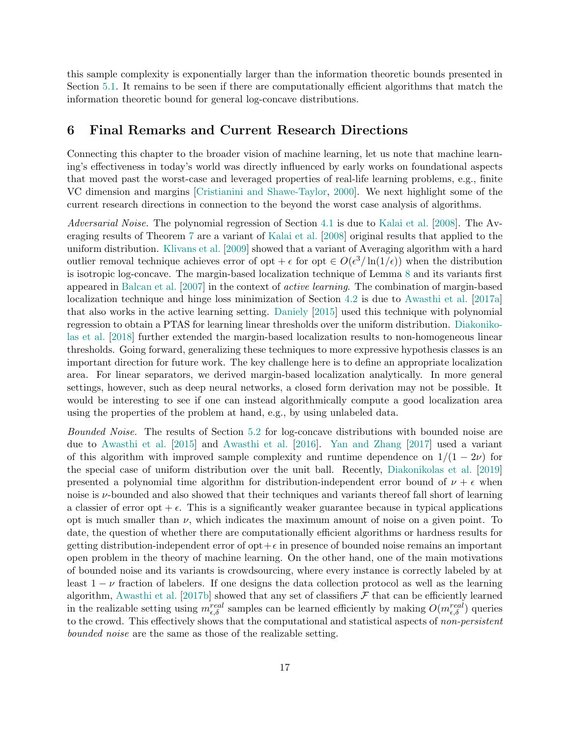this sample complexity is exponentially larger than the information theoretic bounds presented in Section 5.1. It remains to be seen if there are computationally efficient algorithms that match the information theoretic bound for general log-concave distributions.

# 6 Final Remarks and Current Research Directions

Connecting this chapter to the broader vision of machine learning, let us note that machine learning's effectiveness in today's world was directly influenced by early works on foundational aspects that moved past the worst-case and leveraged properties of real-life learning problems, e.g., finite VC dimension and margins [Cristianini and Shawe-Taylor, 2000]. We next highlight some of the current research directions in connection to the beyond the worst case analysis of algorithms.

*Adversarial Noise.* The polynomial regression of Section 4.1 is due to Kalai et al. [2008]. The Averaging results of Theorem 7 are a variant of Kalai et al. [2008] original results that applied to the uniform distribution. Klivans et al. [2009] showed that a variant of Averaging algorithm with a hard outlier removal technique achieves error of $\text{opt} + \epsilon$ for $\text{opt} \in O(\epsilon^3/\ln(1/\epsilon))$ when the distribution is isotropic log-concave. The margin-based localization technique of Lemma 8 and its variants first appeared in Balcan et al. [2007] in the context of *active learning*. The combination of margin-based localization technique and hinge loss minimization of Section 4.2 is due to Awasthi et al. [2017a] that also works in the active learning setting. Daniely [2015] used this technique with polynomial regression to obtain a PTAS for learning linear thresholds over the uniform distribution. Diakonikolas et al. [2018] further extended the margin-based localization results to non-homogeneous linear thresholds. Going forward, generalizing these techniques to more expressive hypothesis classes is an important direction for future work. The key challenge here is to define an appropriate localization area. For linear separators, we derived margin-based localization analytically. In more general settings, however, such as deep neural networks, a closed form derivation may not be possible. It would be interesting to see if one can instead algorithmically compute a good localization area using the properties of the problem at hand, e.g., by using unlabeled data.

*Bounded Noise.* The results of Section 5.2 for log-concave distributions with bounded noise are due to Awasthi et al. [2015] and Awasthi et al. [2016]. Yan and Zhang [2017] used a variant of this algorithm with improved sample complexity and runtime dependence on $1/(1-2\nu)$ for the special case of uniform distribution over the unit ball. Recently, Diakonikolas et al. [2019] presented a polynomial time algorithm for distribution-independent error bound of $\nu + \epsilon$ when noise is $\nu$-bounded and also showed that their techniques and variants thereof fall short of learning a classier of error $\text{opt} + \epsilon$. This is a significantly weaker guarantee because in typical applications opt is much smaller than $\nu$, which indicates the maximum amount of noise on a given point. To date, the question of whether there are computationally efficient algorithms or hardness results for getting distribution-independent error of $\text{opt}+\epsilon$ in presence of bounded noise remains an important open problem in the theory of machine learning. On the other hand, one of the main motivations of bounded noise and its variants is crowdsourcing, where every instance is correctly labeled by at least $1-\nu$ fraction of labelers. If one designs the data collection protocol as well as the learning algorithm, Awasthi et al. [2017b] showed that any set of classifiers $\mathcal{F}$ that can be efficiently learned in the realizable setting using $m^{real}_{\epsilon,\delta}$ samples can be learned efficiently by making $O(m^{real}_{\epsilon,\delta})$ queries to the crowd. This effectively shows that the computational and statistical aspects of *non-persistent bounded noise* are the same as those of the realizable setting.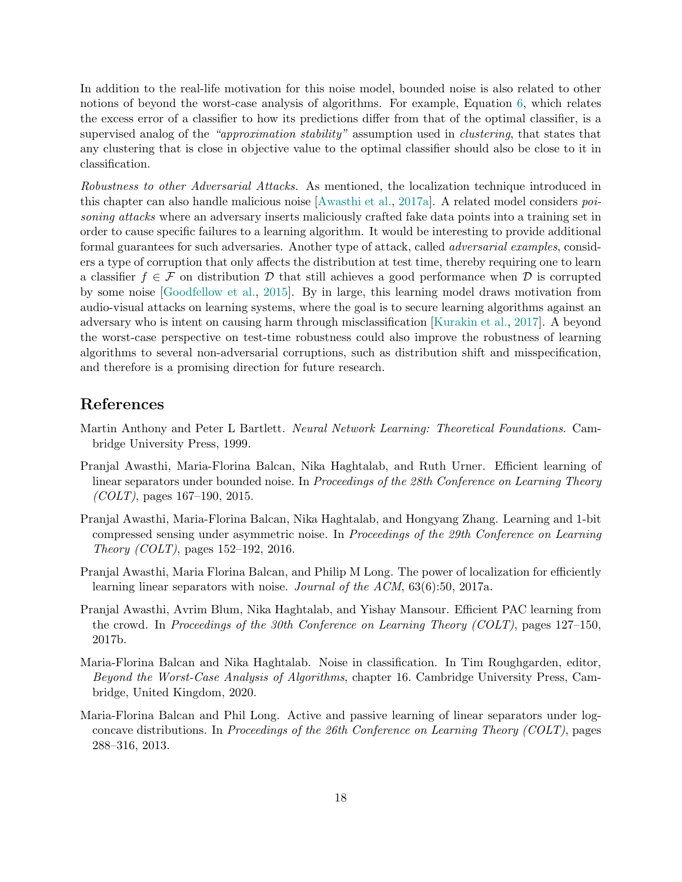In addition to the real-life motivation for this noise model, bounded noise is also related to other notions of beyond the worst-case analysis of algorithms. For example, Equation 6, which relates the excess error of a classifier to how its predictions differ from that of the optimal classifier, is a supervised analog of the *"approximation stability"* assumption used in *clustering*, that states that any clustering that is close in objective value to the optimal classifier should also be close to it in classification.

*Robustness to other Adversarial Attacks.* As mentioned, the localization technique introduced in this chapter can also handle malicious noise [Awasthi et al., 2017a]. A related model considers *poisoning attacks* where an adversary inserts maliciously crafted fake data points into a training set in order to cause specific failures to a learning algorithm. It would be interesting to provide additional formal guarantees for such adversaries. Another type of attack, called *adversarial examples*, considers a type of corruption that only affects the distribution at test time, thereby requiring one to learn a classifier $f \in \mathcal{F}$ on distribution $\mathcal{D}$ that still achieves a good performance when $\mathcal{D}$ is corrupted by some noise [Goodfellow et al., 2015]. By in large, this learning model draws motivation from audio-visual attacks on learning systems, where the goal is to secure learning algorithms against an adversary who is intent on causing harm through misclassification [Kurakin et al., 2017]. A beyond the worst-case perspective on test-time robustness could also improve the robustness of learning algorithms to several non-adversarial corruptions, such as distribution shift and misspecification, and therefore is a promising direction for future research.

## References

Martin Anthony and Peter L Bartlett. *Neural Network Learning: Theoretical Foundations*. Cambridge University Press, 1999.

Pranjal Awasthi, Maria-Florina Balcan, Nika Haghtalab, and Ruth Urner. Efficient learning of linear separators under bounded noise. In *Proceedings of the 28th Conference on Learning Theory (COLT)*, pages 167–190, 2015.

Pranjal Awasthi, Maria-Florina Balcan, Nika Haghtalab, and Hongyang Zhang. Learning and 1-bit compressed sensing under asymmetric noise. In *Proceedings of the 29th Conference on Learning Theory (COLT)*, pages 152–192, 2016.

Pranjal Awasthi, Maria Florina Balcan, and Philip M Long. The power of localization for efficiently learning linear separators with noise. *Journal of the ACM*, 63(6):50, 2017a.

Pranjal Awasthi, Avrim Blum, Nika Haghtalab, and Yishay Mansour. Efficient PAC learning from the crowd. In *Proceedings of the 30th Conference on Learning Theory (COLT)*, pages 127–150, 2017b.

Maria-Florina Balcan and Nika Haghtalab. Noise in classification. In Tim Roughgarden, editor, *Beyond the Worst-Case Analysis of Algorithms*, chapter 16. Cambridge University Press, Cambridge, United Kingdom, 2020.

Maria-Florina Balcan and Phil Long. Active and passive learning of linear separators under log-concave distributions. In *Proceedings of the 26th Conference on Learning Theory (COLT)*, pages 288–316, 2013.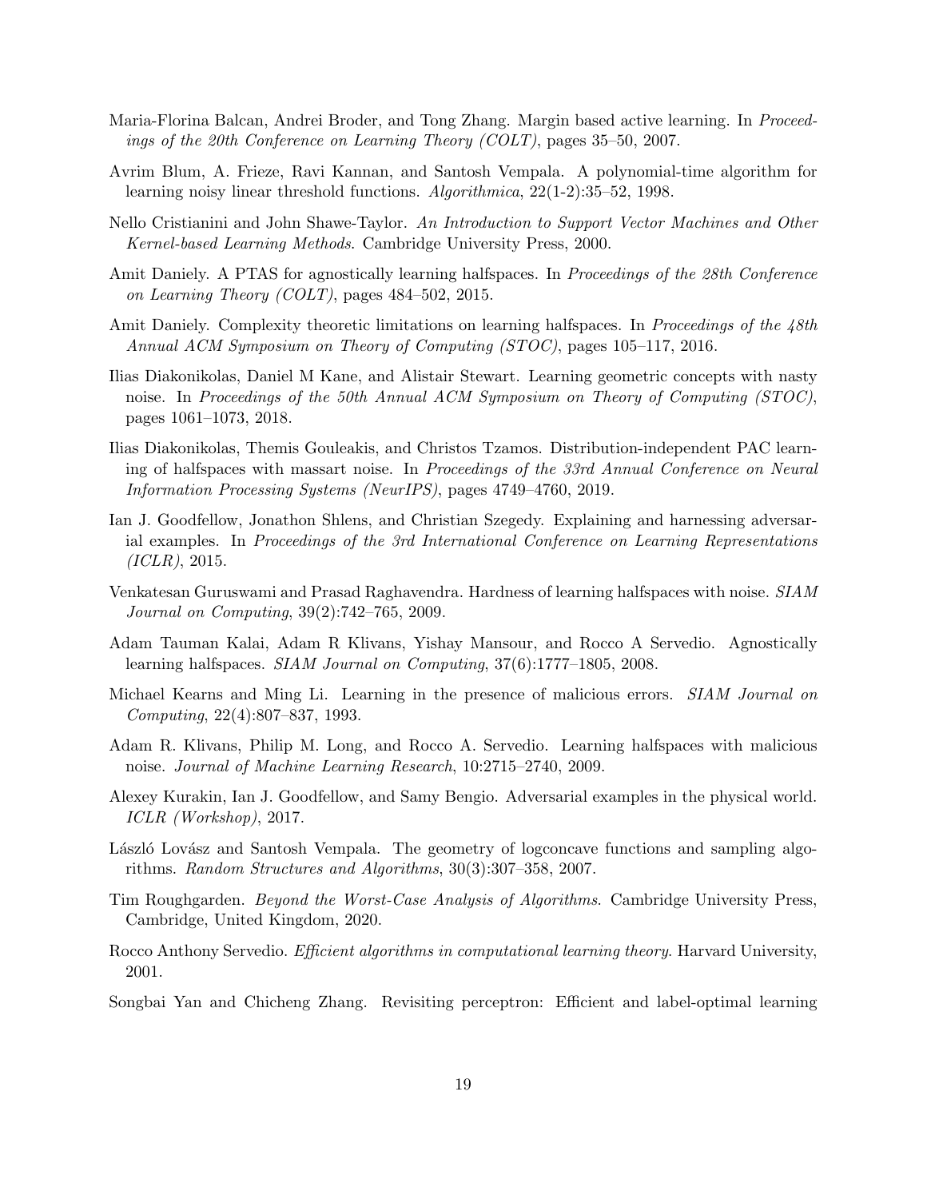Maria-Florina Balcan, Andrei Broder, and Tong Zhang. Margin based active learning. In *Proceedings of the 20th Conference on Learning Theory (COLT)*, pages 35–50, 2007.

Avrim Blum, A. Frieze, Ravi Kannan, and Santosh Vempala. A polynomial-time algorithm for learning noisy linear threshold functions. *Algorithmica*, 22(1-2):35–52, 1998.

Nello Cristianini and John Shawe-Taylor. *An Introduction to Support Vector Machines and Other Kernel-based Learning Methods*. Cambridge University Press, 2000.

Amit Daniely. A PTAS for agnostically learning halfspaces. In *Proceedings of the 28th Conference on Learning Theory (COLT)*, pages 484–502, 2015.

Amit Daniely. Complexity theoretic limitations on learning halfspaces. In *Proceedings of the 48th Annual ACM Symposium on Theory of Computing (STOC)*, pages 105–117, 2016.

Ilias Diakonikolas, Daniel M Kane, and Alistair Stewart. Learning geometric concepts with nasty noise. In *Proceedings of the 50th Annual ACM Symposium on Theory of Computing (STOC)*, pages 1061–1073, 2018.

Ilias Diakonikolas, Themis Gouleakis, and Christos Tzamos. Distribution-independent PAC learning of halfspaces with massart noise. In *Proceedings of the 33rd Annual Conference on Neural Information Processing Systems (NeurIPS)*, pages 4749–4760, 2019.

Ian J. Goodfellow, Jonathon Shlens, and Christian Szegedy. Explaining and harnessing adversarial examples. In *Proceedings of the 3rd International Conference on Learning Representations (ICLR)*, 2015.

Venkatesan Guruswami and Prasad Raghavendra. Hardness of learning halfspaces with noise. *SIAM Journal on Computing*, 39(2):742–765, 2009.

Adam Tauman Kalai, Adam R Klivans, Yishay Mansour, and Rocco A Servedio. Agnostically learning halfspaces. *SIAM Journal on Computing*, 37(6):1777–1805, 2008.

Michael Kearns and Ming Li. Learning in the presence of malicious errors. *SIAM Journal on Computing*, 22(4):807–837, 1993.

Adam R. Klivans, Philip M. Long, and Rocco A. Servedio. Learning halfspaces with malicious noise. *Journal of Machine Learning Research*, 10:2715–2740, 2009.

Alexey Kurakin, Ian J. Goodfellow, and Samy Bengio. Adversarial examples in the physical world. *ICLR (Workshop)*, 2017.

László Lovász and Santosh Vempala. The geometry of logconcave functions and sampling algorithms. *Random Structures and Algorithms*, 30(3):307–358, 2007.

Tim Roughgarden. *Beyond the Worst-Case Analysis of Algorithms*. Cambridge University Press, Cambridge, United Kingdom, 2020.

Rocco Anthony Servedio. *Efficient algorithms in computational learning theory*. Harvard University, 2001.

Songbai Yan and Chicheng Zhang. Revisiting perceptron: Efficient and label-optimal learning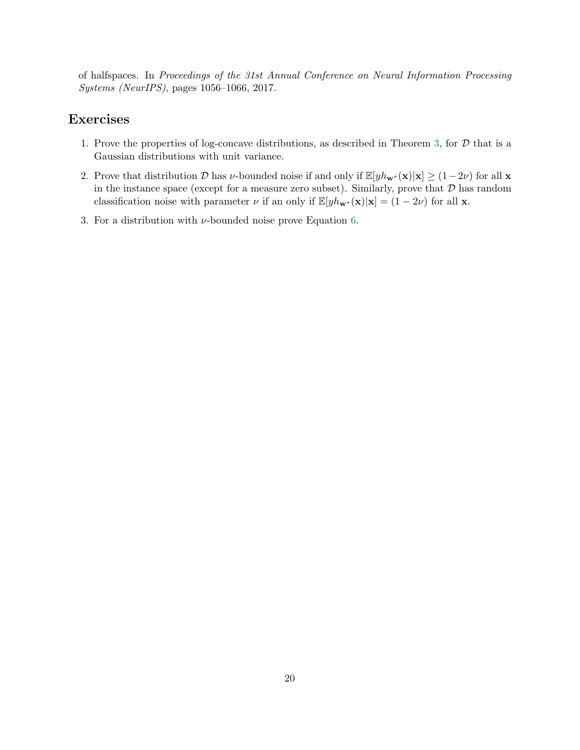of halfspaces. In *Proceedings of the 31st Annual Conference on Neural Information Processing Systems (NeurIPS)*, pages 1056–1066, 2017.

## Exercises

1. Prove the properties of log-concave distributions, as described in Theorem 3, for $\mathcal{D}$ that is a Gaussian distributions with unit variance.
2. Prove that distribution $\mathcal{D}$ has $\nu$-bounded noise if and only if $\mathbb{E}[y h_{\mathbf{w}^*}(\mathbf{x}) | \mathbf{x}] \geq (1 - 2\nu)$ for all $\mathbf{x}$ in the instance space (except for a measure zero subset). Similarly, prove that $\mathcal{D}$ has random classification noise with parameter $\nu$ if an only if $\mathbb{E}[y h_{\mathbf{w}^*}(\mathbf{x}) | \mathbf{x}] = (1 - 2\nu)$ for all $\mathbf{x}$.
3. For a distribution with $\nu$-bounded noise prove Equation 6.